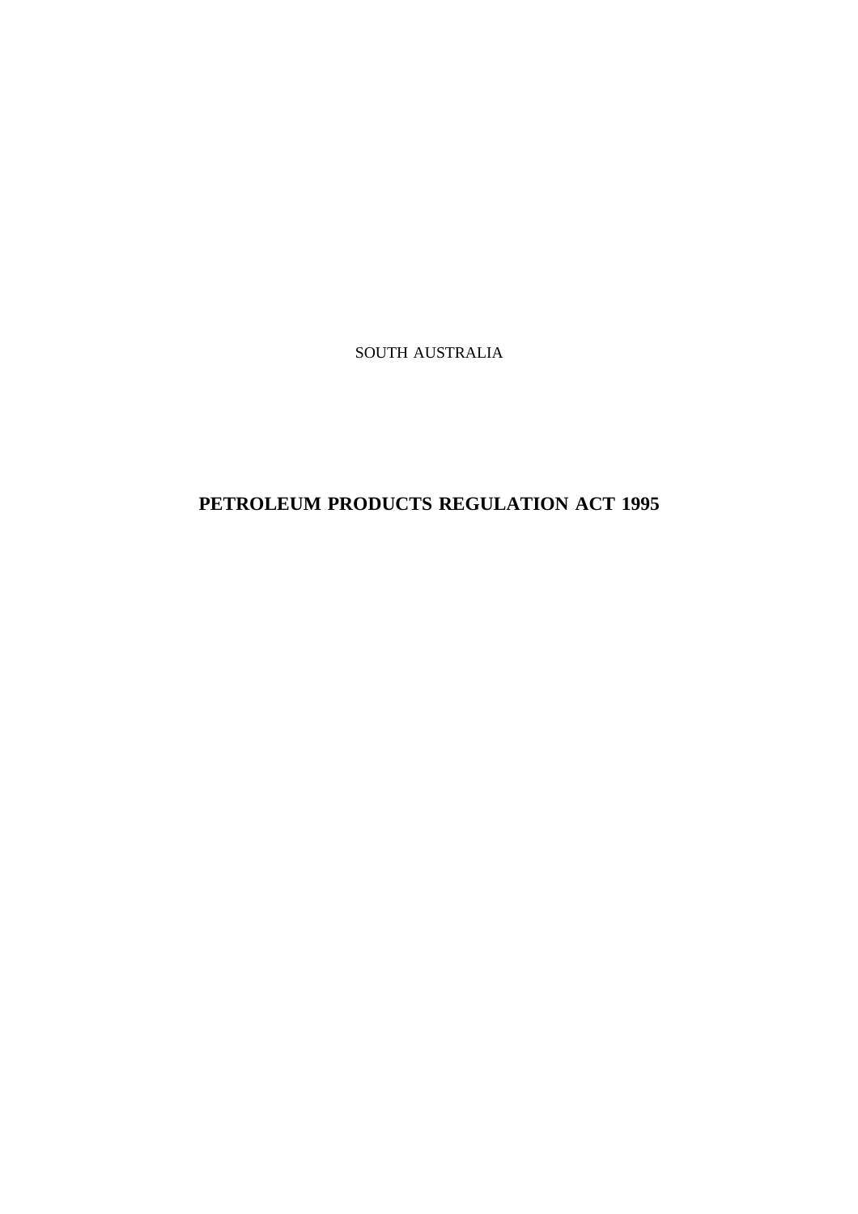SOUTH AUSTRALIA

# PETROLEUM PRODUCTS REGULATION ACT 1995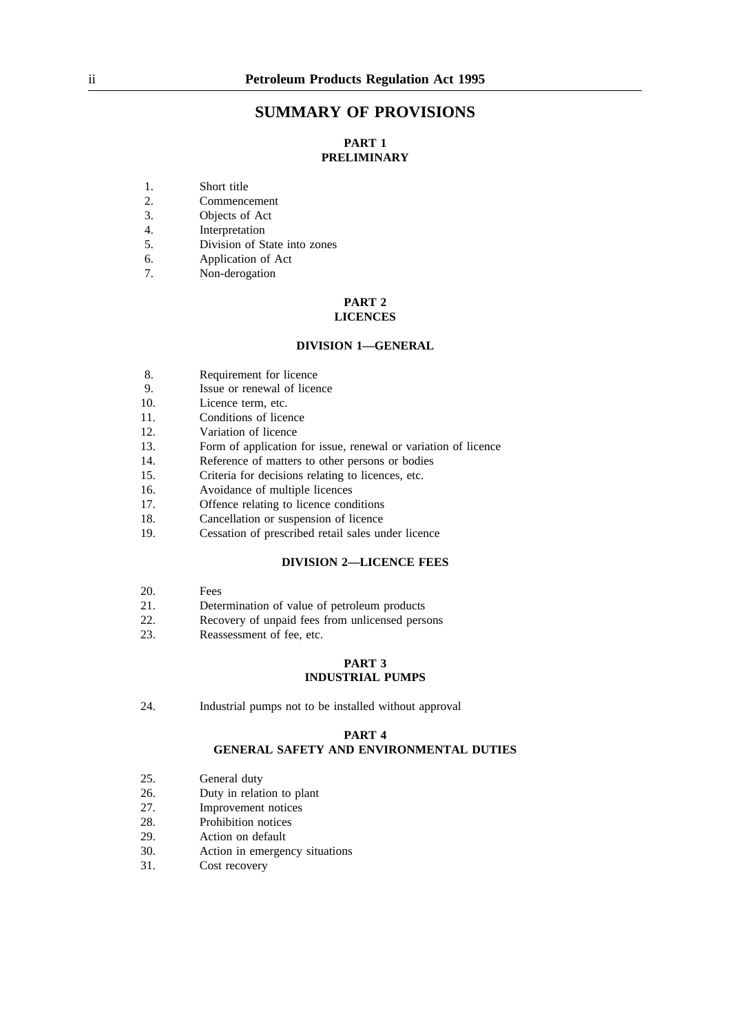# SUMMARY OF PROVISIONS

## PART 1
## PRELIMINARY

1. Short title
2. Commencement
3. Objects of Act
4. Interpretation
5. Division of State into zones
6. Application of Act
7. Non-derogation

## PART 2
## LICENCES

### DIVISION 1—GENERAL

8. Requirement for licence
9. Issue or renewal of licence
10. Licence term, etc.
11. Conditions of licence
12. Variation of licence
13. Form of application for issue, renewal or variation of licence
14. Reference of matters to other persons or bodies
15. Criteria for decisions relating to licences, etc.
16. Avoidance of multiple licences
17. Offence relating to licence conditions
18. Cancellation or suspension of licence
19. Cessation of prescribed retail sales under licence

### DIVISION 2—LICENCE FEES

20. Fees
21. Determination of value of petroleum products
22. Recovery of unpaid fees from unlicensed persons
23. Reassessment of fee, etc.

## PART 3
## INDUSTRIAL PUMPS

24. Industrial pumps not to be installed without approval

## PART 4
## GENERAL SAFETY AND ENVIRONMENTAL DUTIES

25. General duty
26. Duty in relation to plant
27. Improvement notices
28. Prohibition notices
29. Action on default
30. Action in emergency situations
31. Cost recovery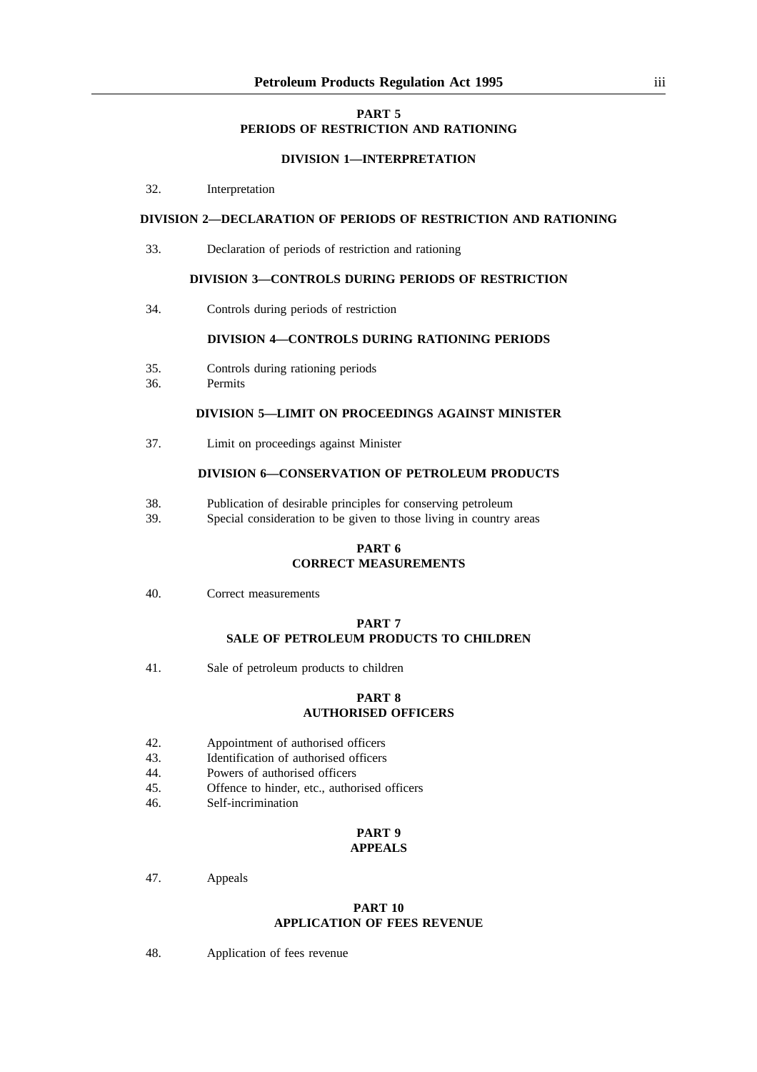## PART 5
## PERIODS OF RESTRICTION AND RATIONING

### DIVISION 1—INTERPRETATION

32. Interpretation

### DIVISION 2—DECLARATION OF PERIODS OF RESTRICTION AND RATIONING

33. Declaration of periods of restriction and rationing

### DIVISION 3—CONTROLS DURING PERIODS OF RESTRICTION

34. Controls during periods of restriction

### DIVISION 4—CONTROLS DURING RATIONING PERIODS

35. Controls during rationing periods
36. Permits

### DIVISION 5—LIMIT ON PROCEEDINGS AGAINST MINISTER

37. Limit on proceedings against Minister

### DIVISION 6—CONSERVATION OF PETROLEUM PRODUCTS

38. Publication of desirable principles for conserving petroleum
39. Special consideration to be given to those living in country areas

## PART 6
## CORRECT MEASUREMENTS

40. Correct measurements

## PART 7
## SALE OF PETROLEUM PRODUCTS TO CHILDREN

41. Sale of petroleum products to children

## PART 8
## AUTHORISED OFFICERS

42. Appointment of authorised officers
43. Identification of authorised officers
44. Powers of authorised officers
45. Offence to hinder, etc., authorised officers
46. Self-incrimination

## PART 9
## APPEALS

47. Appeals

## PART 10
## APPLICATION OF FEES REVENUE

48. Application of fees revenue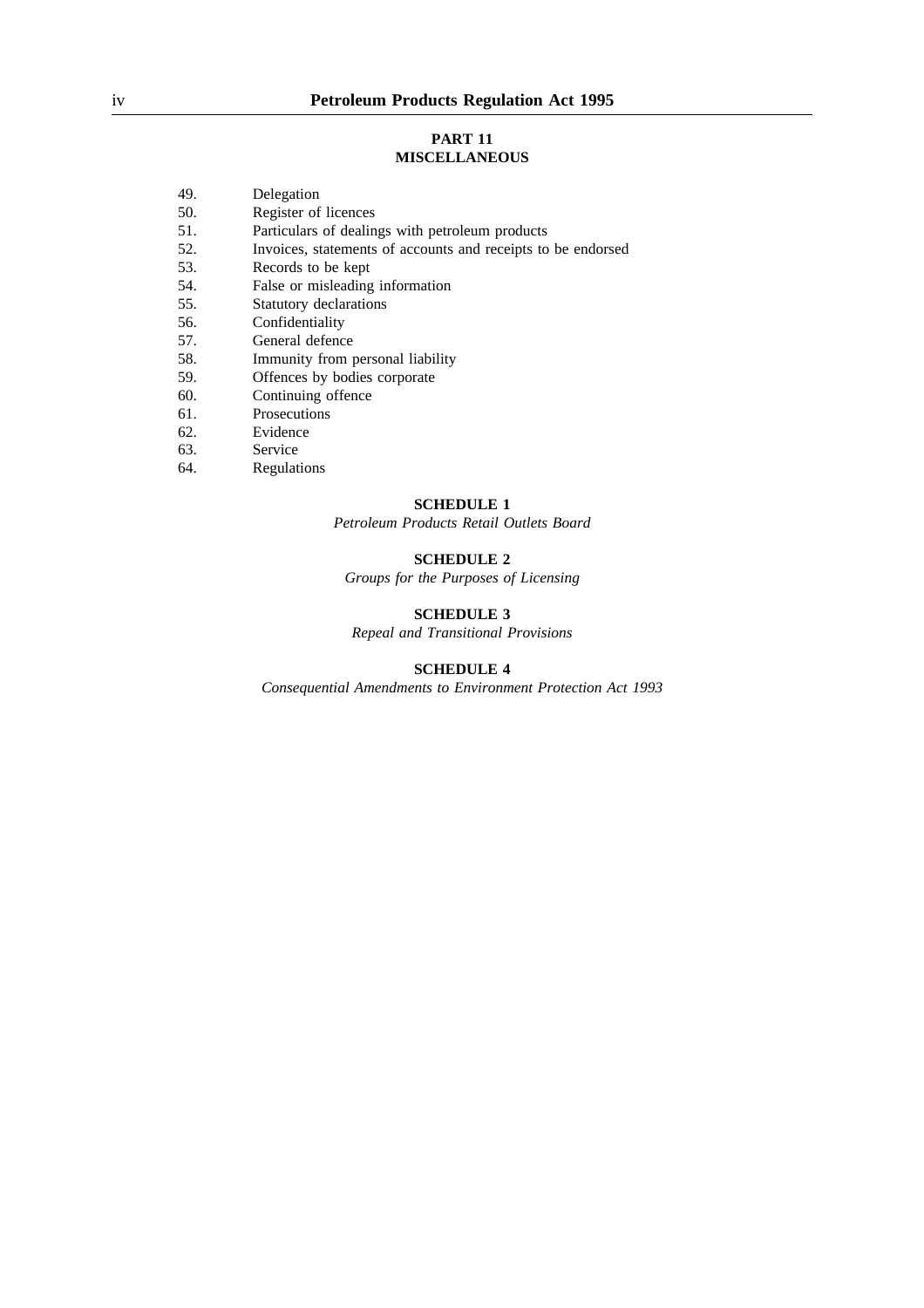## PART 11
## MISCELLANEOUS

49. Delegation
50. Register of licences
51. Particulars of dealings with petroleum products
52. Invoices, statements of accounts and receipts to be endorsed
53. Records to be kept
54. False or misleading information
55. Statutory declarations
56. Confidentiality
57. General defence
58. Immunity from personal liability
59. Offences by bodies corporate
60. Continuing offence
61. Prosecutions
62. Evidence
63. Service
64. Regulations

**SCHEDULE 1**

*Petroleum Products Retail Outlets Board*

**SCHEDULE 2**

*Groups for the Purposes of Licensing*

**SCHEDULE 3**

*Repeal and Transitional Provisions*

**SCHEDULE 4**

*Consequential Amendments to Environment Protection Act 1993*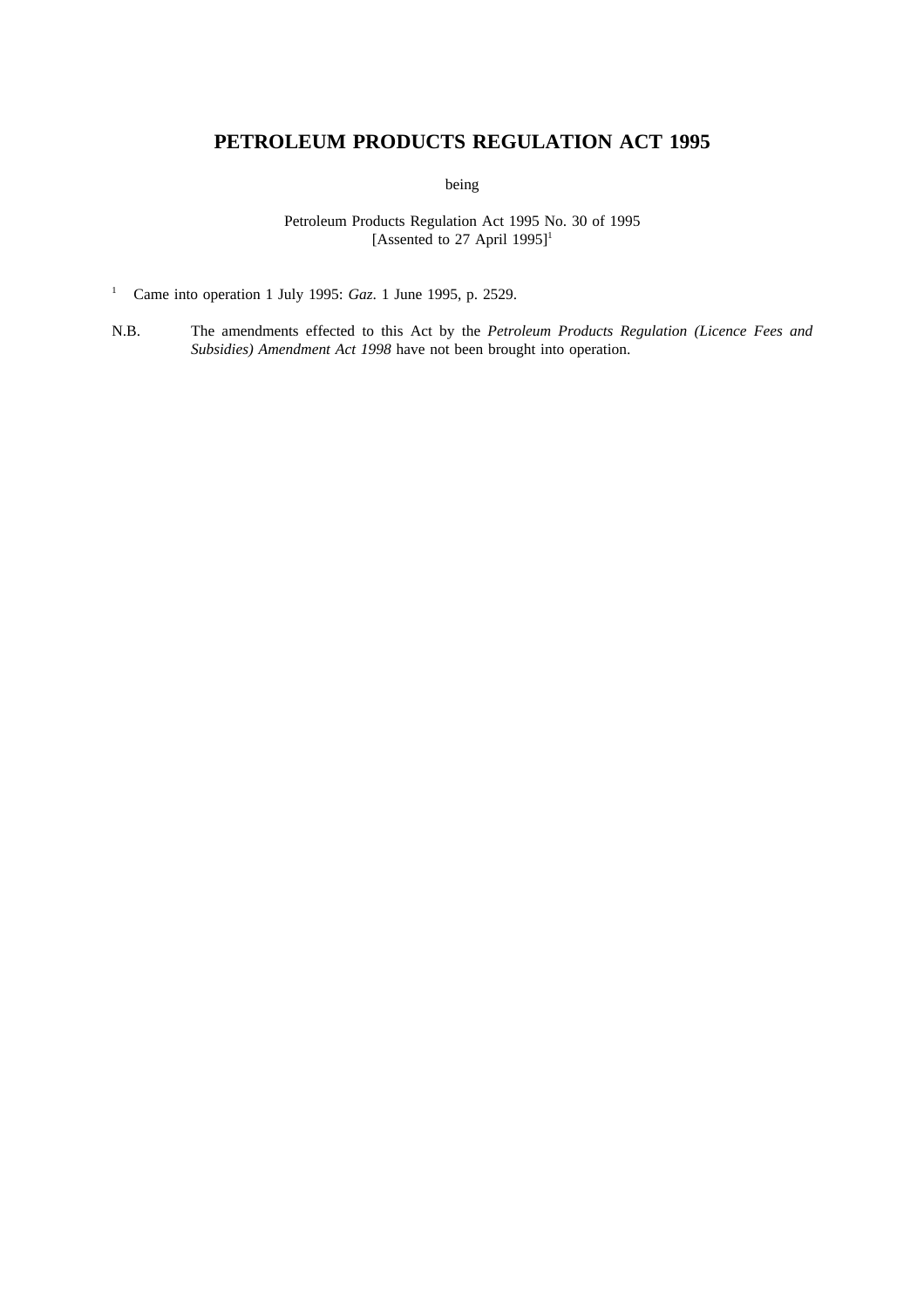# PETROLEUM PRODUCTS REGULATION ACT 1995

being

Petroleum Products Regulation Act 1995 No. 30 of 1995
[Assented to 27 April 1995][1]

[1] Came into operation 1 July 1995: *Gaz.* 1 June 1995, p. 2529.

N.B. The amendments effected to this Act by the *Petroleum Products Regulation (Licence Fees and Subsidies) Amendment Act 1998* have not been brought into operation.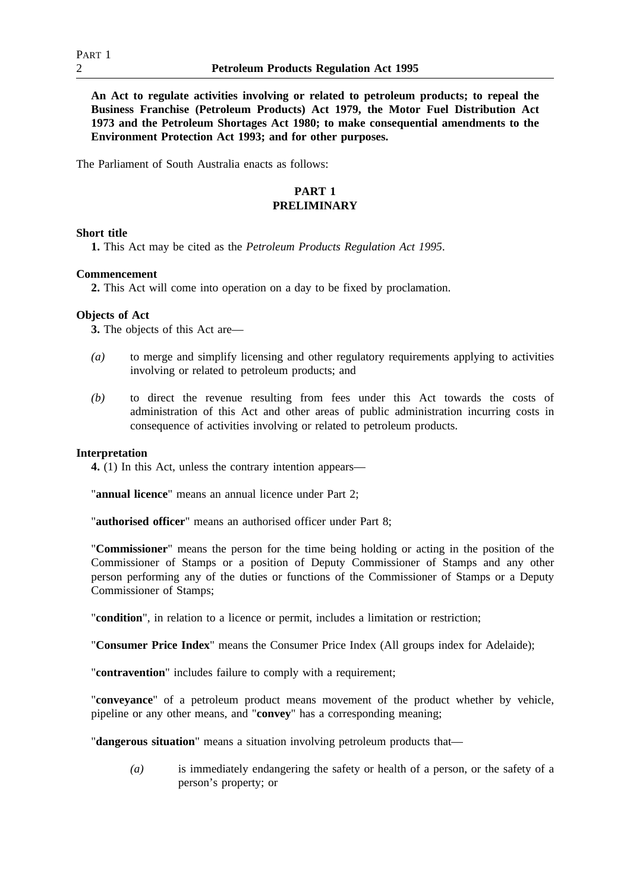**An Act to regulate activities involving or related to petroleum products; to repeal the Business Franchise (Petroleum Products) Act 1979, the Motor Fuel Distribution Act 1973 and the Petroleum Shortages Act 1980; to make consequential amendments to the Environment Protection Act 1993; and for other purposes.**

The Parliament of South Australia enacts as follows:

## PART 1
## PRELIMINARY

**Short title**

**1.** This Act may be cited as the *Petroleum Products Regulation Act 1995*.

**Commencement**

**2.** This Act will come into operation on a day to be fixed by proclamation.

**Objects of Act**

**3.** The objects of this Act are—

*(a)* to merge and simplify licensing and other regulatory requirements applying to activities involving or related to petroleum products; and

*(b)* to direct the revenue resulting from fees under this Act towards the costs of administration of this Act and other areas of public administration incurring costs in consequence of activities involving or related to petroleum products.

**Interpretation**

**4.** (1) In this Act, unless the contrary intention appears—

"**annual licence**" means an annual licence under Part 2;

"**authorised officer**" means an authorised officer under Part 8;

"**Commissioner**" means the person for the time being holding or acting in the position of the Commissioner of Stamps or a position of Deputy Commissioner of Stamps and any other person performing any of the duties or functions of the Commissioner of Stamps or a Deputy Commissioner of Stamps;

"**condition**", in relation to a licence or permit, includes a limitation or restriction;

"**Consumer Price Index**" means the Consumer Price Index (All groups index for Adelaide);

"**contravention**" includes failure to comply with a requirement;

"**conveyance**" of a petroleum product means movement of the product whether by vehicle, pipeline or any other means, and "**convey**" has a corresponding meaning;

"**dangerous situation**" means a situation involving petroleum products that—

*(a)* is immediately endangering the safety or health of a person, or the safety of a person's property; or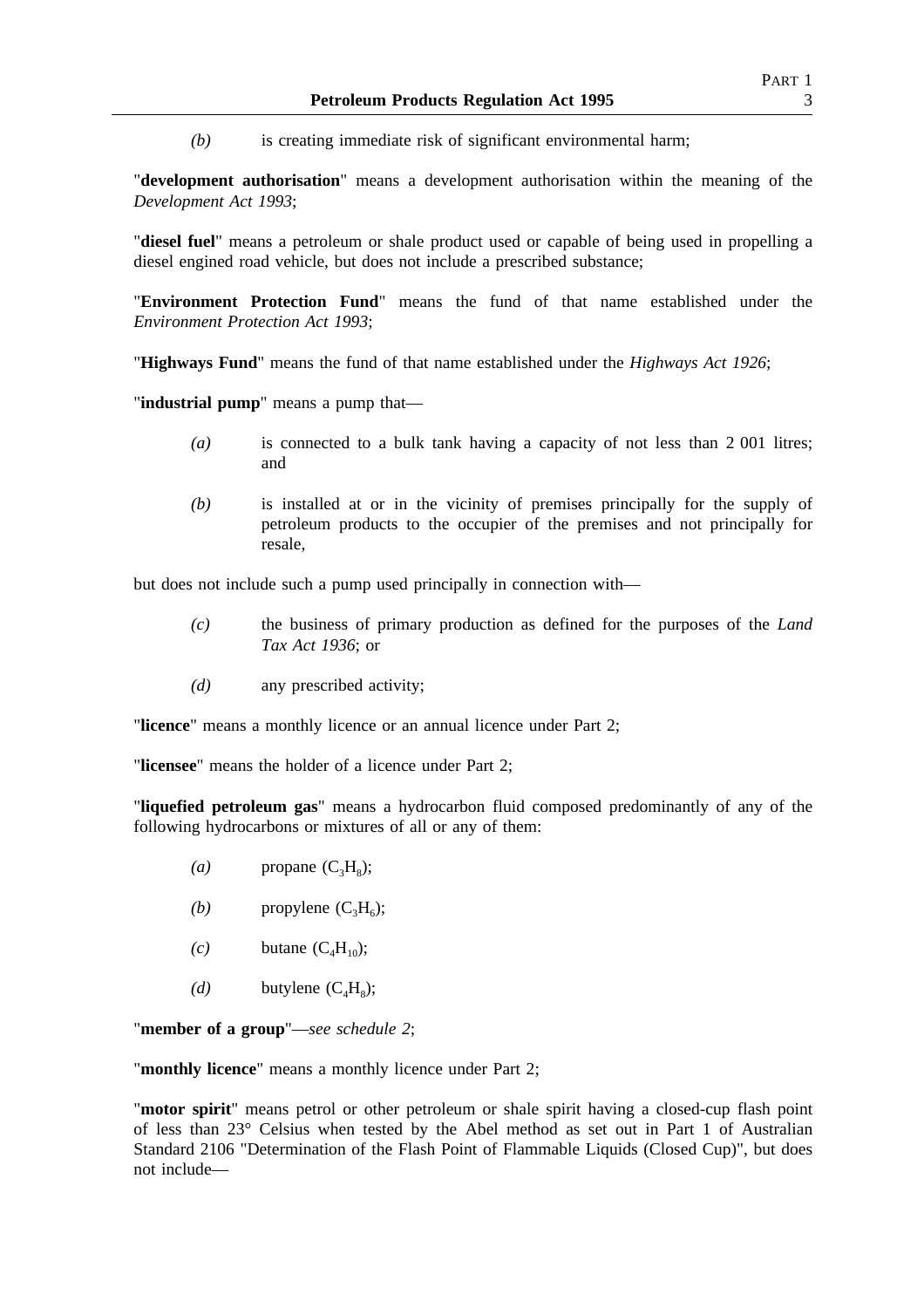*(b)* is creating immediate risk of significant environmental harm;

"**development authorisation**" means a development authorisation within the meaning of the *Development Act 1993*;

"**diesel fuel**" means a petroleum or shale product used or capable of being used in propelling a diesel engined road vehicle, but does not include a prescribed substance;

"**Environment Protection Fund**" means the fund of that name established under the *Environment Protection Act 1993*;

"**Highways Fund**" means the fund of that name established under the *Highways Act 1926*;

"**industrial pump**" means a pump that—

*(a)* is connected to a bulk tank having a capacity of not less than 2 001 litres; and

*(b)* is installed at or in the vicinity of premises principally for the supply of petroleum products to the occupier of the premises and not principally for resale,

but does not include such a pump used principally in connection with—

*(c)* the business of primary production as defined for the purposes of the *Land Tax Act 1936*; or

*(d)* any prescribed activity;

"**licence**" means a monthly licence or an annual licence under Part 2;

"**licensee**" means the holder of a licence under Part 2;

"**liquefied petroleum gas**" means a hydrocarbon fluid composed predominantly of any of the following hydrocarbons or mixtures of all or any of them:

*(a)* propane ($C_3H_8$);

*(b)* propylene ($C_3H_6$);

*(c)* butane ($C_4H_{10}$);

*(d)* butylene ($C_4H_8$);

"**member of a group**"—*see schedule 2*;

"**monthly licence**" means a monthly licence under Part 2;

"**motor spirit**" means petrol or other petroleum or shale spirit having a closed-cup flash point of less than 23° Celsius when tested by the Abel method as set out in Part 1 of Australian Standard 2106 "Determination of the Flash Point of Flammable Liquids (Closed Cup)", but does not include—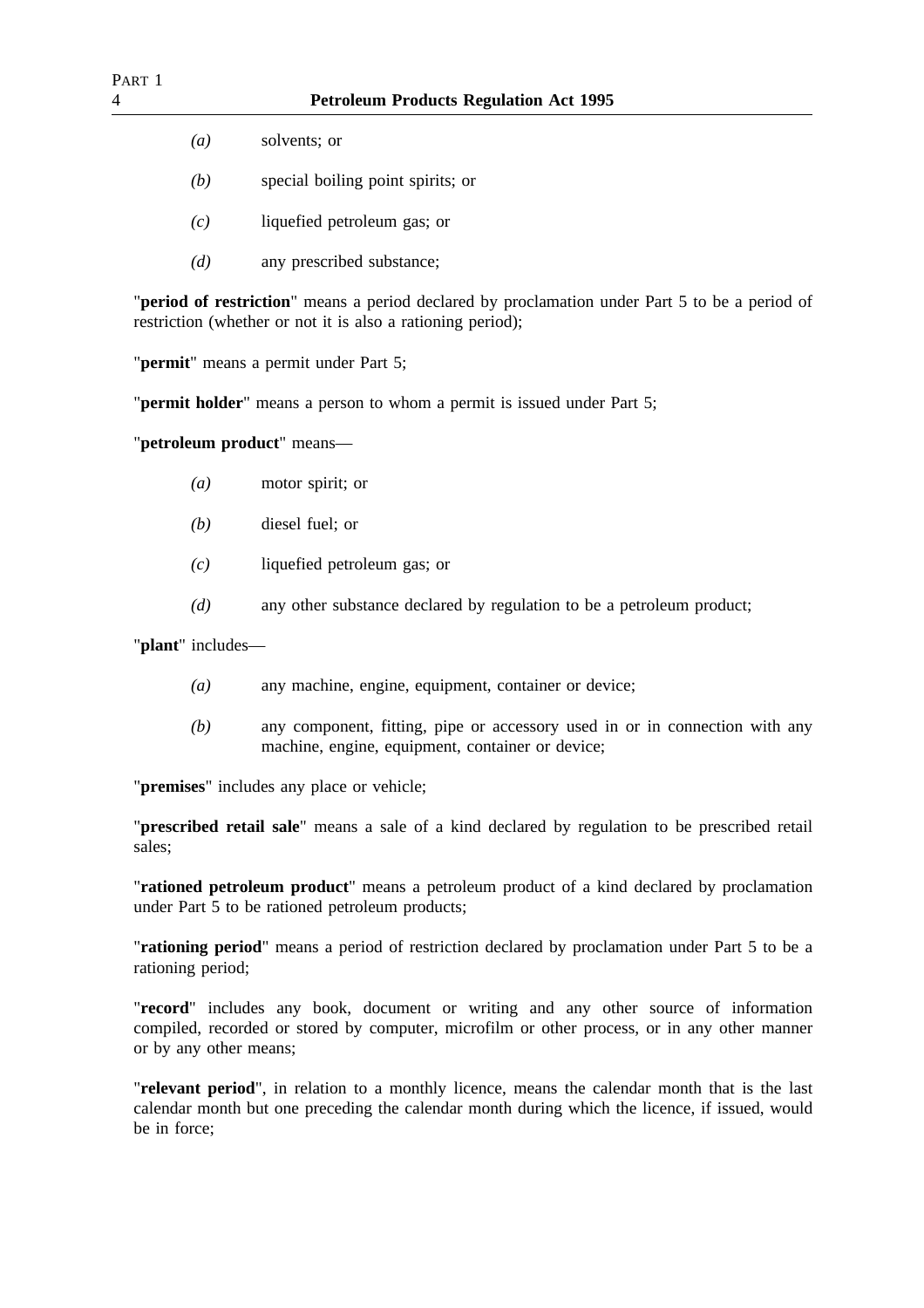*(a)* solvents; or

*(b)* special boiling point spirits; or

*(c)* liquefied petroleum gas; or

*(d)* any prescribed substance;

"**period of restriction**" means a period declared by proclamation under Part 5 to be a period of restriction (whether or not it is also a rationing period);

"**permit**" means a permit under Part 5;

"**permit holder**" means a person to whom a permit is issued under Part 5;

"**petroleum product**" means—

*(a)* motor spirit; or

*(b)* diesel fuel; or

*(c)* liquefied petroleum gas; or

*(d)* any other substance declared by regulation to be a petroleum product;

"**plant**" includes—

*(a)* any machine, engine, equipment, container or device;

*(b)* any component, fitting, pipe or accessory used in or in connection with any machine, engine, equipment, container or device;

"**premises**" includes any place or vehicle;

"**prescribed retail sale**" means a sale of a kind declared by regulation to be prescribed retail sales;

"**rationed petroleum product**" means a petroleum product of a kind declared by proclamation under Part 5 to be rationed petroleum products;

"**rationing period**" means a period of restriction declared by proclamation under Part 5 to be a rationing period;

"**record**" includes any book, document or writing and any other source of information compiled, recorded or stored by computer, microfilm or other process, or in any other manner or by any other means;

"**relevant period**", in relation to a monthly licence, means the calendar month that is the last calendar month but one preceding the calendar month during which the licence, if issued, would be in force;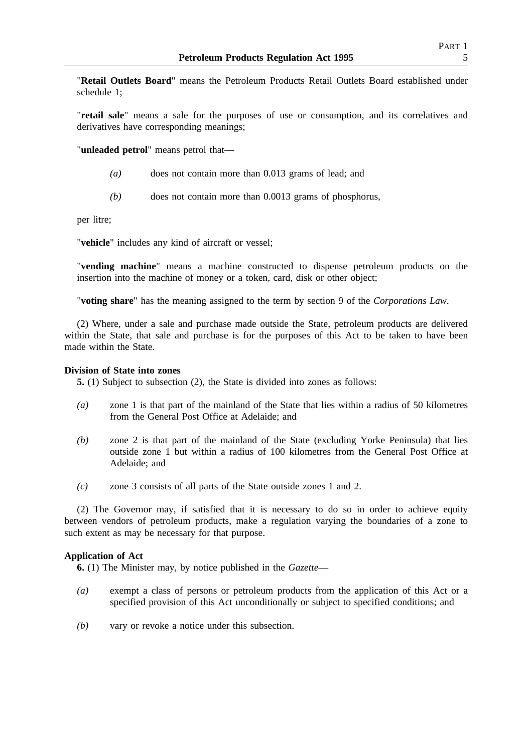"**Retail Outlets Board**" means the Petroleum Products Retail Outlets Board established under schedule 1;

"**retail sale**" means a sale for the purposes of use or consumption, and its correlatives and derivatives have corresponding meanings;

"**unleaded petrol**" means petrol that—

*(a)* does not contain more than 0.013 grams of lead; and

*(b)* does not contain more than 0.0013 grams of phosphorus,

per litre;

"**vehicle**" includes any kind of aircraft or vessel;

"**vending machine**" means a machine constructed to dispense petroleum products on the insertion into the machine of money or a token, card, disk or other object;

"**voting share**" has the meaning assigned to the term by section 9 of the *Corporations Law*.

(2) Where, under a sale and purchase made outside the State, petroleum products are delivered within the State, that sale and purchase is for the purposes of this Act to be taken to have been made within the State.

**Division of State into zones**

**5.** (1) Subject to subsection (2), the State is divided into zones as follows:

*(a)* zone 1 is that part of the mainland of the State that lies within a radius of 50 kilometres from the General Post Office at Adelaide; and

*(b)* zone 2 is that part of the mainland of the State (excluding Yorke Peninsula) that lies outside zone 1 but within a radius of 100 kilometres from the General Post Office at Adelaide; and

*(c)* zone 3 consists of all parts of the State outside zones 1 and 2.

(2) The Governor may, if satisfied that it is necessary to do so in order to achieve equity between vendors of petroleum products, make a regulation varying the boundaries of a zone to such extent as may be necessary for that purpose.

**Application of Act**

**6.** (1) The Minister may, by notice published in the *Gazette*—

*(a)* exempt a class of persons or petroleum products from the application of this Act or a specified provision of this Act unconditionally or subject to specified conditions; and

*(b)* vary or revoke a notice under this subsection.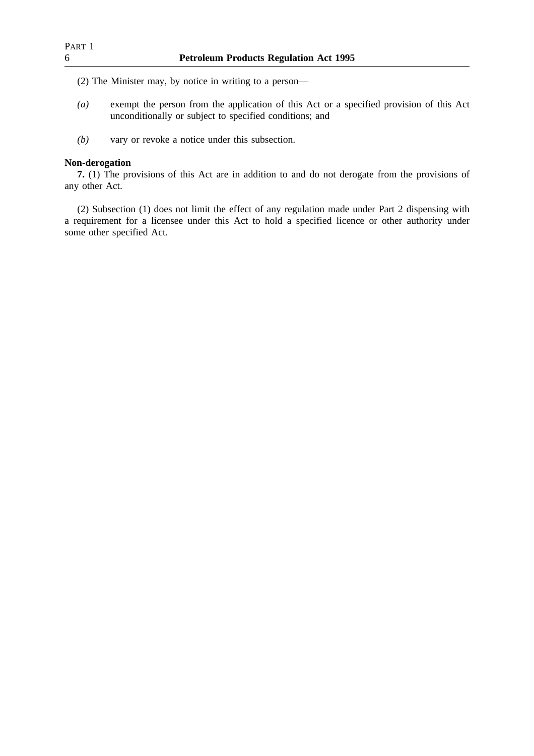(2) The Minister may, by notice in writing to a person—

*(a)* exempt the person from the application of this Act or a specified provision of this Act unconditionally or subject to specified conditions; and

*(b)* vary or revoke a notice under this subsection.

**Non-derogation**

**7.** (1) The provisions of this Act are in addition to and do not derogate from the provisions of any other Act.

(2) Subsection (1) does not limit the effect of any regulation made under Part 2 dispensing with a requirement for a licensee under this Act to hold a specified licence or other authority under some other specified Act.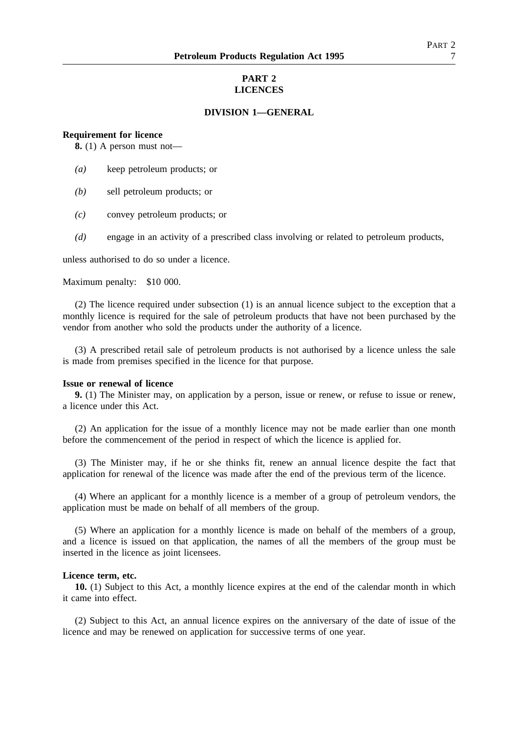# PART 2
# LICENCES

## DIVISION 1—GENERAL

**Requirement for licence**

**8.** (1) A person must not—

*(a)* keep petroleum products; or

*(b)* sell petroleum products; or

*(c)* convey petroleum products; or

*(d)* engage in an activity of a prescribed class involving or related to petroleum products,

unless authorised to do so under a licence.

Maximum penalty: $10 000.

(2) The licence required under subsection (1) is an annual licence subject to the exception that a monthly licence is required for the sale of petroleum products that have not been purchased by the vendor from another who sold the products under the authority of a licence.

(3) A prescribed retail sale of petroleum products is not authorised by a licence unless the sale is made from premises specified in the licence for that purpose.

**Issue or renewal of licence**

**9.** (1) The Minister may, on application by a person, issue or renew, or refuse to issue or renew, a licence under this Act.

(2) An application for the issue of a monthly licence may not be made earlier than one month before the commencement of the period in respect of which the licence is applied for.

(3) The Minister may, if he or she thinks fit, renew an annual licence despite the fact that application for renewal of the licence was made after the end of the previous term of the licence.

(4) Where an applicant for a monthly licence is a member of a group of petroleum vendors, the application must be made on behalf of all members of the group.

(5) Where an application for a monthly licence is made on behalf of the members of a group, and a licence is issued on that application, the names of all the members of the group must be inserted in the licence as joint licensees.

**Licence term, etc.**

**10.** (1) Subject to this Act, a monthly licence expires at the end of the calendar month in which it came into effect.

(2) Subject to this Act, an annual licence expires on the anniversary of the date of issue of the licence and may be renewed on application for successive terms of one year.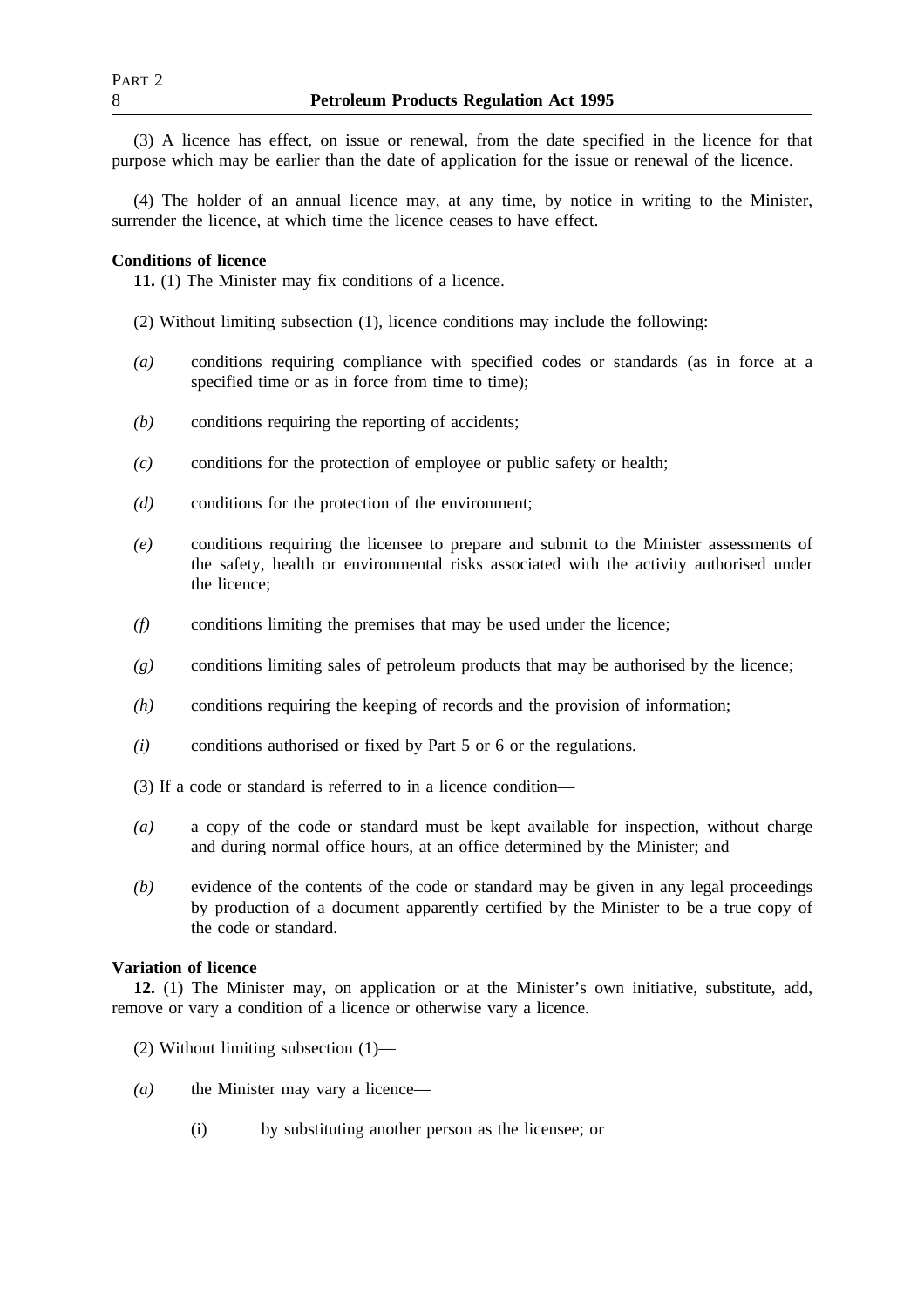(3) A licence has effect, on issue or renewal, from the date specified in the licence for that purpose which may be earlier than the date of application for the issue or renewal of the licence.

(4) The holder of an annual licence may, at any time, by notice in writing to the Minister, surrender the licence, at which time the licence ceases to have effect.

**Conditions of licence**

**11.** (1) The Minister may fix conditions of a licence.

(2) Without limiting subsection (1), licence conditions may include the following:

*(a)* conditions requiring compliance with specified codes or standards (as in force at a specified time or as in force from time to time);

*(b)* conditions requiring the reporting of accidents;

*(c)* conditions for the protection of employee or public safety or health;

*(d)* conditions for the protection of the environment;

*(e)* conditions requiring the licensee to prepare and submit to the Minister assessments of the safety, health or environmental risks associated with the activity authorised under the licence;

*(f)* conditions limiting the premises that may be used under the licence;

*(g)* conditions limiting sales of petroleum products that may be authorised by the licence;

*(h)* conditions requiring the keeping of records and the provision of information;

*(i)* conditions authorised or fixed by Part 5 or 6 or the regulations.

(3) If a code or standard is referred to in a licence condition—

*(a)* a copy of the code or standard must be kept available for inspection, without charge and during normal office hours, at an office determined by the Minister; and

*(b)* evidence of the contents of the code or standard may be given in any legal proceedings by production of a document apparently certified by the Minister to be a true copy of the code or standard.

**Variation of licence**

**12.** (1) The Minister may, on application or at the Minister's own initiative, substitute, add, remove or vary a condition of a licence or otherwise vary a licence.

(2) Without limiting subsection (1)—

*(a)* the Minister may vary a licence—

(i) by substituting another person as the licensee; or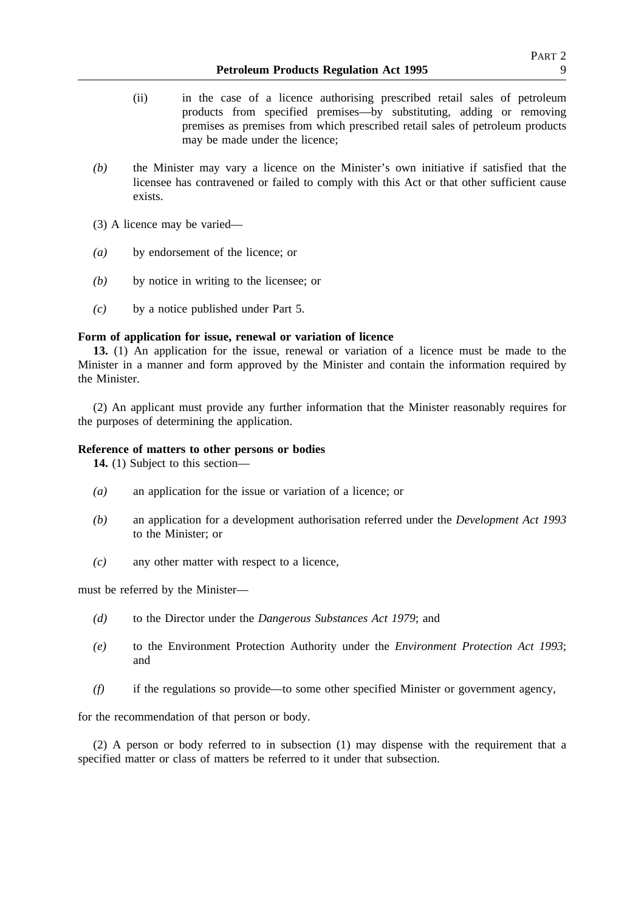(ii) in the case of a licence authorising prescribed retail sales of petroleum products from specified premises—by substituting, adding or removing premises as premises from which prescribed retail sales of petroleum products may be made under the licence;

*(b)* the Minister may vary a licence on the Minister's own initiative if satisfied that the licensee has contravened or failed to comply with this Act or that other sufficient cause exists.

(3) A licence may be varied—

*(a)* by endorsement of the licence; or

*(b)* by notice in writing to the licensee; or

*(c)* by a notice published under Part 5.

**Form of application for issue, renewal or variation of licence**

**13.** (1) An application for the issue, renewal or variation of a licence must be made to the Minister in a manner and form approved by the Minister and contain the information required by the Minister.

(2) An applicant must provide any further information that the Minister reasonably requires for the purposes of determining the application.

**Reference of matters to other persons or bodies**

**14.** (1) Subject to this section—

*(a)* an application for the issue or variation of a licence; or

*(b)* an application for a development authorisation referred under the *Development Act 1993* to the Minister; or

*(c)* any other matter with respect to a licence,

must be referred by the Minister—

*(d)* to the Director under the *Dangerous Substances Act 1979*; and

*(e)* to the Environment Protection Authority under the *Environment Protection Act 1993*; and

*(f)* if the regulations so provide—to some other specified Minister or government agency,

for the recommendation of that person or body.

(2) A person or body referred to in subsection (1) may dispense with the requirement that a specified matter or class of matters be referred to it under that subsection.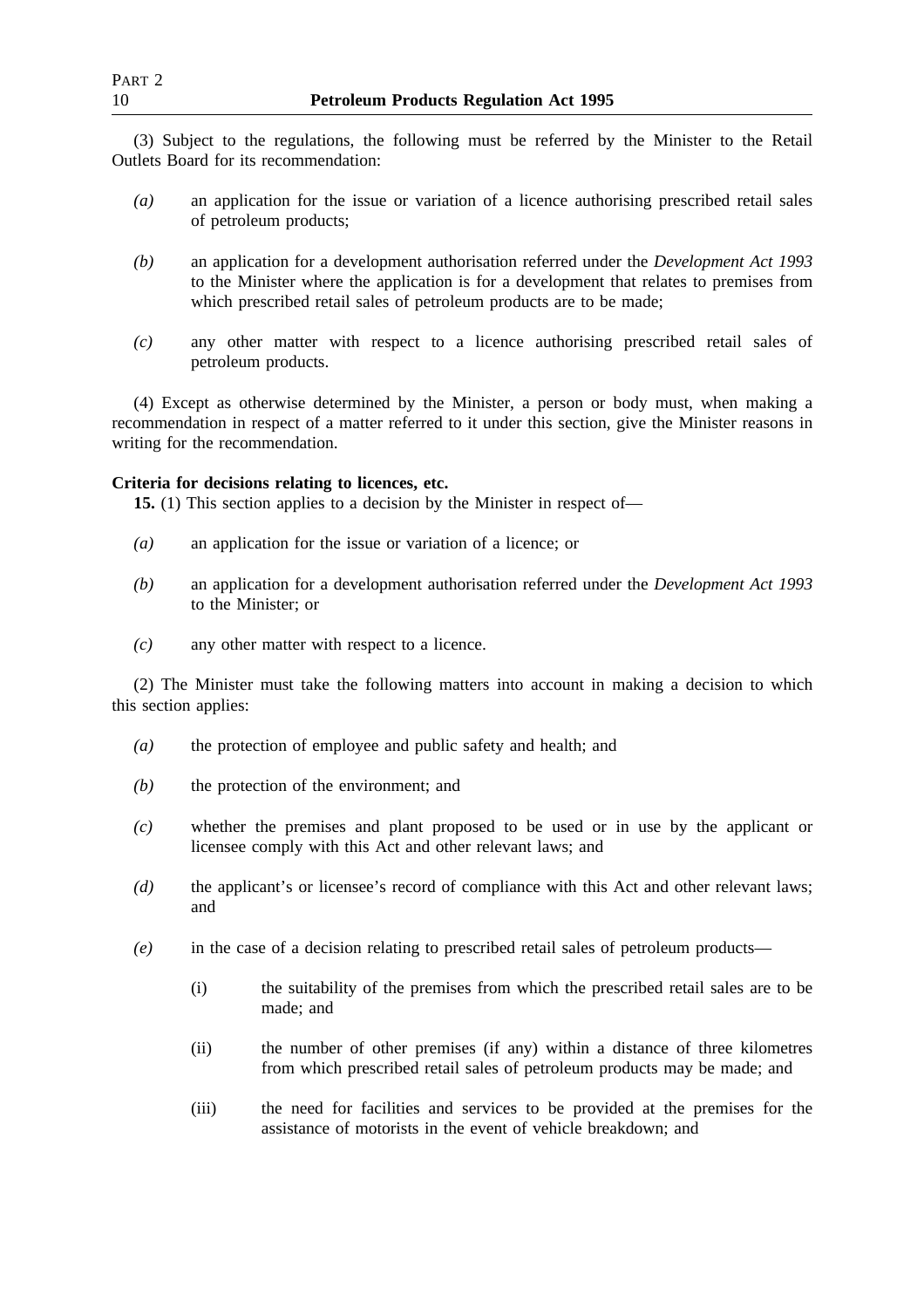(3) Subject to the regulations, the following must be referred by the Minister to the Retail Outlets Board for its recommendation:

*(a)* an application for the issue or variation of a licence authorising prescribed retail sales of petroleum products;

*(b)* an application for a development authorisation referred under the *Development Act 1993* to the Minister where the application is for a development that relates to premises from which prescribed retail sales of petroleum products are to be made;

*(c)* any other matter with respect to a licence authorising prescribed retail sales of petroleum products.

(4) Except as otherwise determined by the Minister, a person or body must, when making a recommendation in respect of a matter referred to it under this section, give the Minister reasons in writing for the recommendation.

**Criteria for decisions relating to licences, etc.**

**15.** (1) This section applies to a decision by the Minister in respect of—

*(a)* an application for the issue or variation of a licence; or

*(b)* an application for a development authorisation referred under the *Development Act 1993* to the Minister; or

*(c)* any other matter with respect to a licence.

(2) The Minister must take the following matters into account in making a decision to which this section applies:

*(a)* the protection of employee and public safety and health; and

*(b)* the protection of the environment; and

*(c)* whether the premises and plant proposed to be used or in use by the applicant or licensee comply with this Act and other relevant laws; and

*(d)* the applicant's or licensee's record of compliance with this Act and other relevant laws; and

*(e)* in the case of a decision relating to prescribed retail sales of petroleum products—

(i) the suitability of the premises from which the prescribed retail sales are to be made; and

(ii) the number of other premises (if any) within a distance of three kilometres from which prescribed retail sales of petroleum products may be made; and

(iii) the need for facilities and services to be provided at the premises for the assistance of motorists in the event of vehicle breakdown; and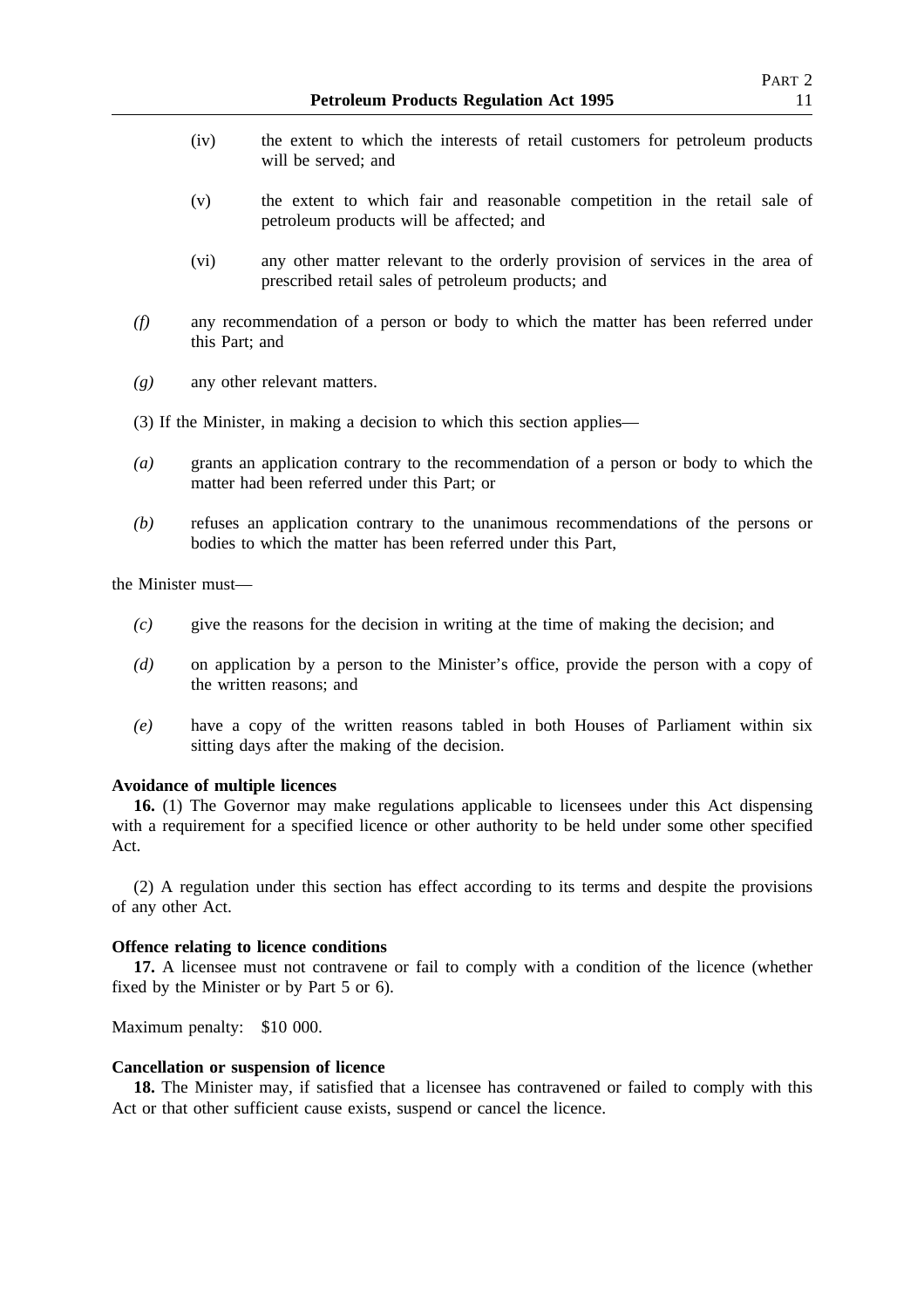(iv) the extent to which the interests of retail customers for petroleum products will be served; and

(v) the extent to which fair and reasonable competition in the retail sale of petroleum products will be affected; and

(vi) any other matter relevant to the orderly provision of services in the area of prescribed retail sales of petroleum products; and

*(f)* any recommendation of a person or body to which the matter has been referred under this Part; and

*(g)* any other relevant matters.

(3) If the Minister, in making a decision to which this section applies—

*(a)* grants an application contrary to the recommendation of a person or body to which the matter had been referred under this Part; or

*(b)* refuses an application contrary to the unanimous recommendations of the persons or bodies to which the matter has been referred under this Part,

the Minister must—

*(c)* give the reasons for the decision in writing at the time of making the decision; and

*(d)* on application by a person to the Minister's office, provide the person with a copy of the written reasons; and

*(e)* have a copy of the written reasons tabled in both Houses of Parliament within six sitting days after the making of the decision.

**Avoidance of multiple licences**

**16.** (1) The Governor may make regulations applicable to licensees under this Act dispensing with a requirement for a specified licence or other authority to be held under some other specified Act.

(2) A regulation under this section has effect according to its terms and despite the provisions of any other Act.

**Offence relating to licence conditions**

**17.** A licensee must not contravene or fail to comply with a condition of the licence (whether fixed by the Minister or by Part 5 or 6).

Maximum penalty: $10 000.

**Cancellation or suspension of licence**

**18.** The Minister may, if satisfied that a licensee has contravened or failed to comply with this Act or that other sufficient cause exists, suspend or cancel the licence.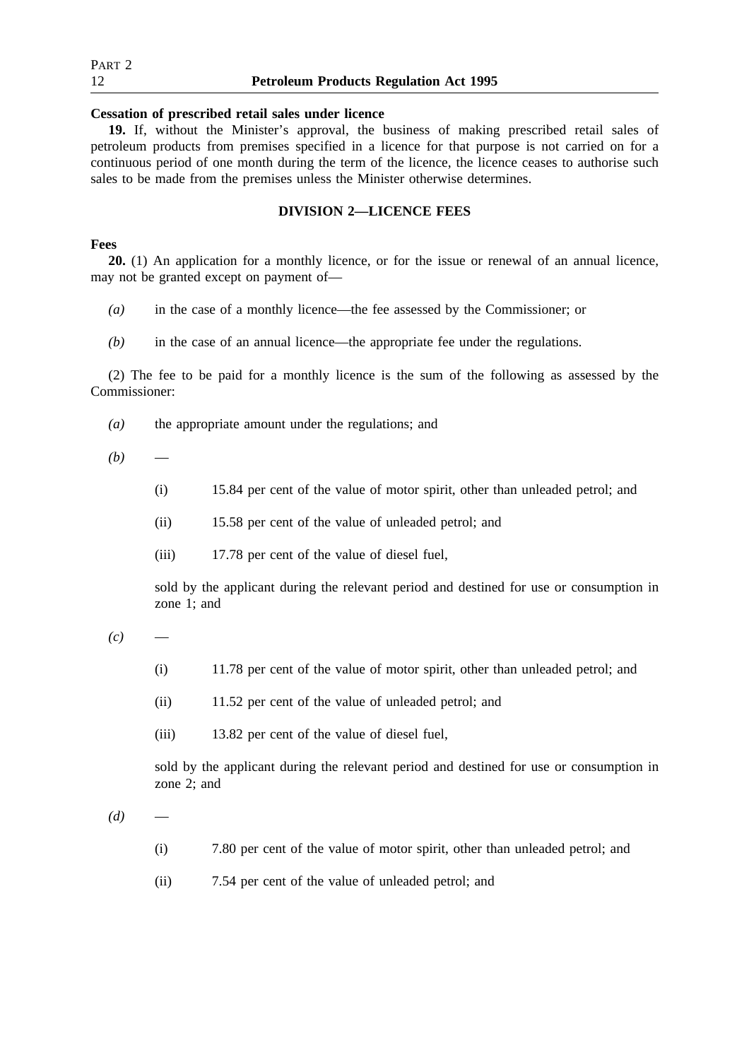**Cessation of prescribed retail sales under licence**

**19.** If, without the Minister's approval, the business of making prescribed retail sales of petroleum products from premises specified in a licence for that purpose is not carried on for a continuous period of one month during the term of the licence, the licence ceases to authorise such sales to be made from the premises unless the Minister otherwise determines.

## DIVISION 2—LICENCE FEES

**Fees**

**20.** (1) An application for a monthly licence, or for the issue or renewal of an annual licence, may not be granted except on payment of—

*(a)* in the case of a monthly licence—the fee assessed by the Commissioner; or

*(b)* in the case of an annual licence—the appropriate fee under the regulations.

(2) The fee to be paid for a monthly licence is the sum of the following as assessed by the Commissioner:

*(a)* the appropriate amount under the regulations; and

*(b)* —

(i) 15.84 per cent of the value of motor spirit, other than unleaded petrol; and

(ii) 15.58 per cent of the value of unleaded petrol; and

(iii) 17.78 per cent of the value of diesel fuel,

sold by the applicant during the relevant period and destined for use or consumption in zone 1; and

*(c)* —

(i) 11.78 per cent of the value of motor spirit, other than unleaded petrol; and

(ii) 11.52 per cent of the value of unleaded petrol; and

(iii) 13.82 per cent of the value of diesel fuel,

sold by the applicant during the relevant period and destined for use or consumption in zone 2; and

*(d)* —

(i) 7.80 per cent of the value of motor spirit, other than unleaded petrol; and

(ii) 7.54 per cent of the value of unleaded petrol; and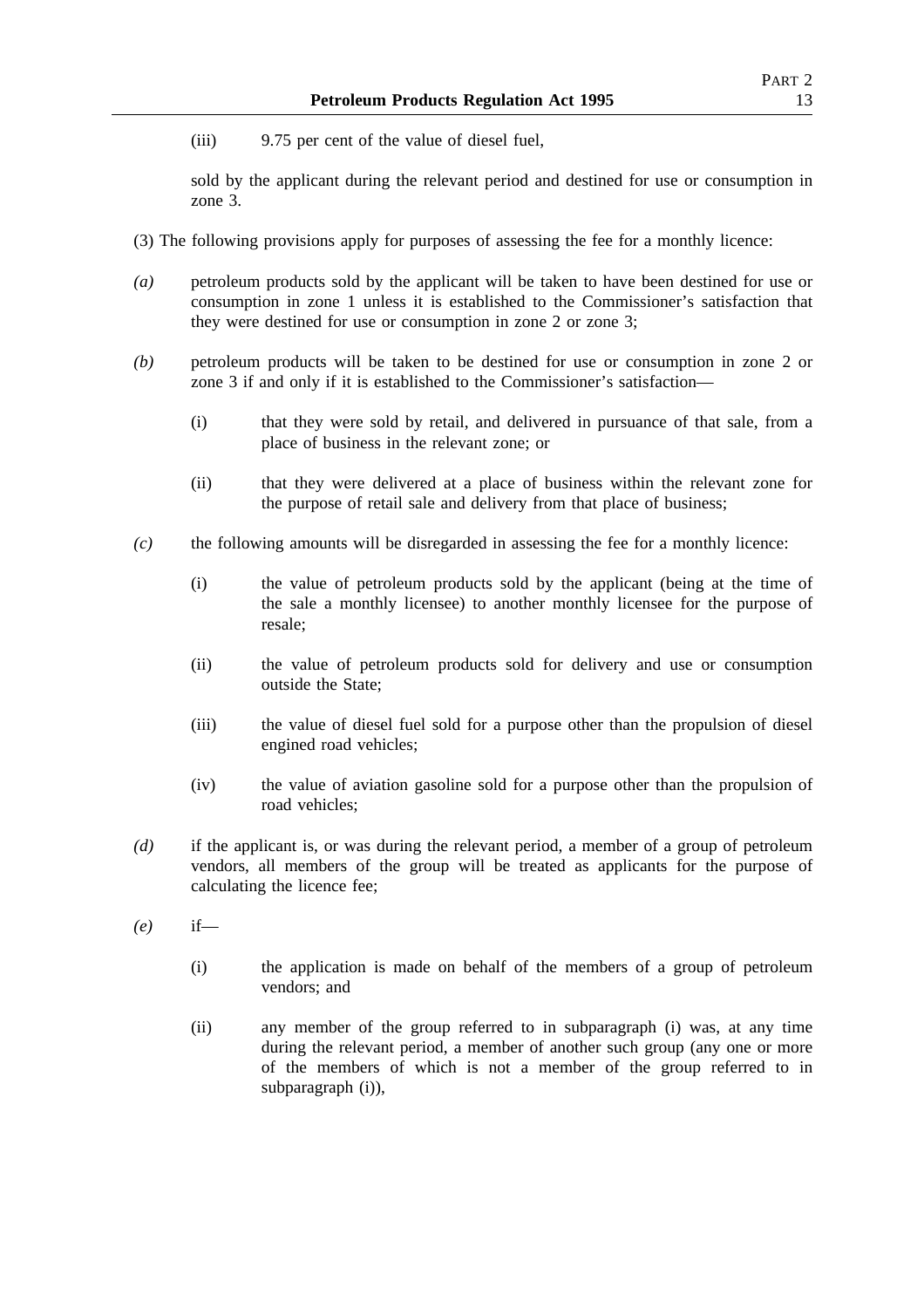(iii) 9.75 per cent of the value of diesel fuel,

sold by the applicant during the relevant period and destined for use or consumption in zone 3.

(3) The following provisions apply for purposes of assessing the fee for a monthly licence:

*(a)* petroleum products sold by the applicant will be taken to have been destined for use or consumption in zone 1 unless it is established to the Commissioner's satisfaction that they were destined for use or consumption in zone 2 or zone 3;

*(b)* petroleum products will be taken to be destined for use or consumption in zone 2 or zone 3 if and only if it is established to the Commissioner's satisfaction—

(i) that they were sold by retail, and delivered in pursuance of that sale, from a place of business in the relevant zone; or

(ii) that they were delivered at a place of business within the relevant zone for the purpose of retail sale and delivery from that place of business;

*(c)* the following amounts will be disregarded in assessing the fee for a monthly licence:

(i) the value of petroleum products sold by the applicant (being at the time of the sale a monthly licensee) to another monthly licensee for the purpose of resale;

(ii) the value of petroleum products sold for delivery and use or consumption outside the State;

(iii) the value of diesel fuel sold for a purpose other than the propulsion of diesel engined road vehicles;

(iv) the value of aviation gasoline sold for a purpose other than the propulsion of road vehicles;

*(d)* if the applicant is, or was during the relevant period, a member of a group of petroleum vendors, all members of the group will be treated as applicants for the purpose of calculating the licence fee;

*(e)* if—

(i) the application is made on behalf of the members of a group of petroleum vendors; and

(ii) any member of the group referred to in subparagraph (i) was, at any time during the relevant period, a member of another such group (any one or more of the members of which is not a member of the group referred to in subparagraph (i)),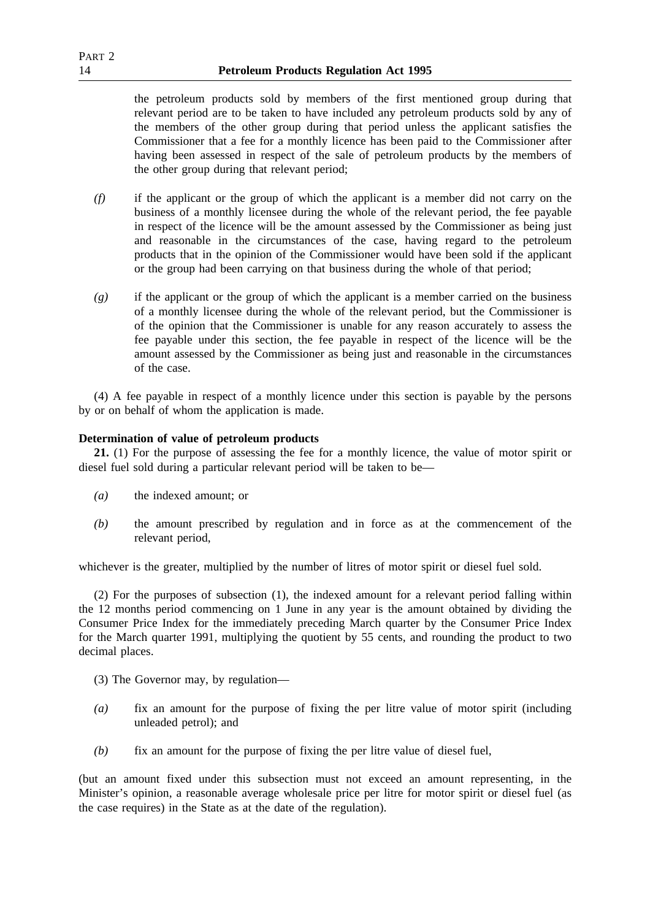the petroleum products sold by members of the first mentioned group during that relevant period are to be taken to have included any petroleum products sold by any of the members of the other group during that period unless the applicant satisfies the Commissioner that a fee for a monthly licence has been paid to the Commissioner after having been assessed in respect of the sale of petroleum products by the members of the other group during that relevant period;

*(f)* if the applicant or the group of which the applicant is a member did not carry on the business of a monthly licensee during the whole of the relevant period, the fee payable in respect of the licence will be the amount assessed by the Commissioner as being just and reasonable in the circumstances of the case, having regard to the petroleum products that in the opinion of the Commissioner would have been sold if the applicant or the group had been carrying on that business during the whole of that period;

*(g)* if the applicant or the group of which the applicant is a member carried on the business of a monthly licensee during the whole of the relevant period, but the Commissioner is of the opinion that the Commissioner is unable for any reason accurately to assess the fee payable under this section, the fee payable in respect of the licence will be the amount assessed by the Commissioner as being just and reasonable in the circumstances of the case.

(4) A fee payable in respect of a monthly licence under this section is payable by the persons by or on behalf of whom the application is made.

**Determination of value of petroleum products**

**21.** (1) For the purpose of assessing the fee for a monthly licence, the value of motor spirit or diesel fuel sold during a particular relevant period will be taken to be—

*(a)* the indexed amount; or

*(b)* the amount prescribed by regulation and in force as at the commencement of the relevant period,

whichever is the greater, multiplied by the number of litres of motor spirit or diesel fuel sold.

(2) For the purposes of subsection (1), the indexed amount for a relevant period falling within the 12 months period commencing on 1 June in any year is the amount obtained by dividing the Consumer Price Index for the immediately preceding March quarter by the Consumer Price Index for the March quarter 1991, multiplying the quotient by 55 cents, and rounding the product to two decimal places.

(3) The Governor may, by regulation—

*(a)* fix an amount for the purpose of fixing the per litre value of motor spirit (including unleaded petrol); and

*(b)* fix an amount for the purpose of fixing the per litre value of diesel fuel,

(but an amount fixed under this subsection must not exceed an amount representing, in the Minister's opinion, a reasonable average wholesale price per litre for motor spirit or diesel fuel (as the case requires) in the State as at the date of the regulation).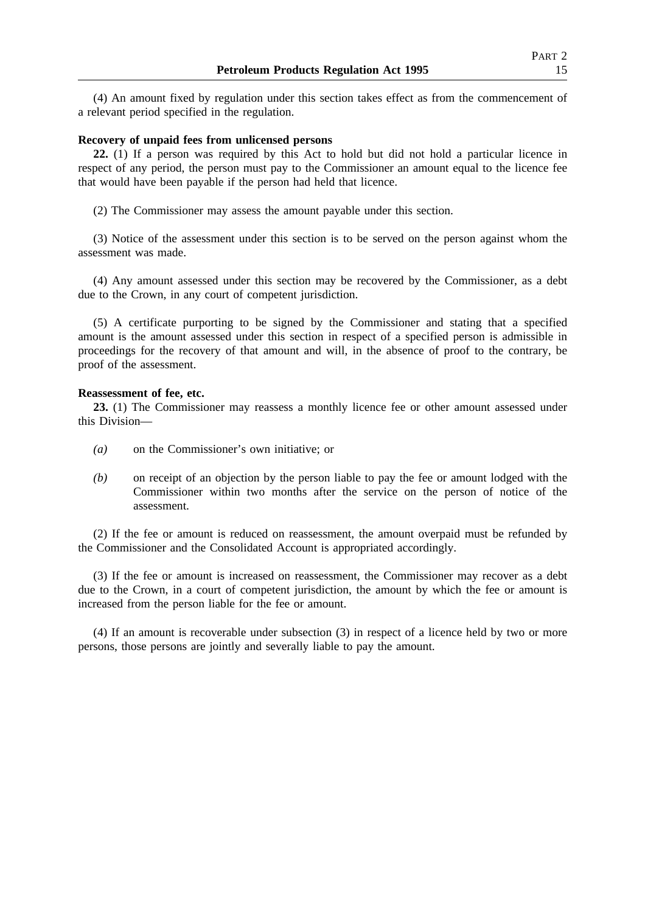(4) An amount fixed by regulation under this section takes effect as from the commencement of a relevant period specified in the regulation.

**Recovery of unpaid fees from unlicensed persons**

**22.** (1) If a person was required by this Act to hold but did not hold a particular licence in respect of any period, the person must pay to the Commissioner an amount equal to the licence fee that would have been payable if the person had held that licence.

(2) The Commissioner may assess the amount payable under this section.

(3) Notice of the assessment under this section is to be served on the person against whom the assessment was made.

(4) Any amount assessed under this section may be recovered by the Commissioner, as a debt due to the Crown, in any court of competent jurisdiction.

(5) A certificate purporting to be signed by the Commissioner and stating that a specified amount is the amount assessed under this section in respect of a specified person is admissible in proceedings for the recovery of that amount and will, in the absence of proof to the contrary, be proof of the assessment.

**Reassessment of fee, etc.**

**23.** (1) The Commissioner may reassess a monthly licence fee or other amount assessed under this Division—

*(a)* on the Commissioner's own initiative; or

*(b)* on receipt of an objection by the person liable to pay the fee or amount lodged with the Commissioner within two months after the service on the person of notice of the assessment.

(2) If the fee or amount is reduced on reassessment, the amount overpaid must be refunded by the Commissioner and the Consolidated Account is appropriated accordingly.

(3) If the fee or amount is increased on reassessment, the Commissioner may recover as a debt due to the Crown, in a court of competent jurisdiction, the amount by which the fee or amount is increased from the person liable for the fee or amount.

(4) If an amount is recoverable under subsection (3) in respect of a licence held by two or more persons, those persons are jointly and severally liable to pay the amount.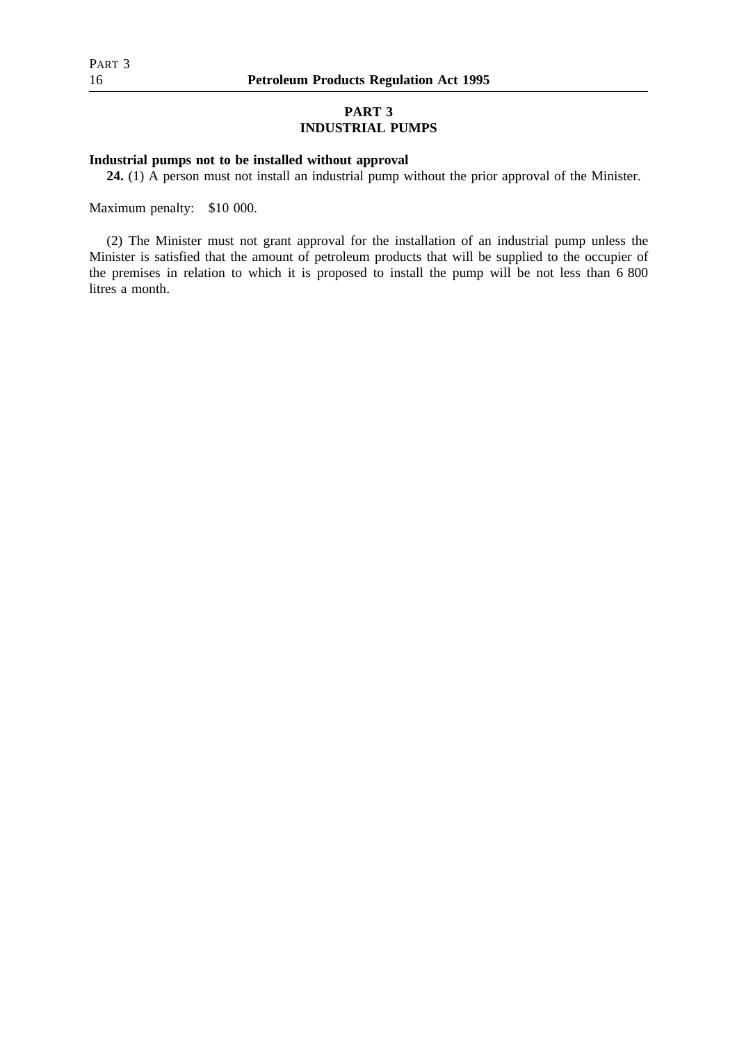## PART 3
## INDUSTRIAL PUMPS

**Industrial pumps not to be installed without approval**

**24.** (1) A person must not install an industrial pump without the prior approval of the Minister.

Maximum penalty: $10 000.

(2) The Minister must not grant approval for the installation of an industrial pump unless the Minister is satisfied that the amount of petroleum products that will be supplied to the occupier of the premises in relation to which it is proposed to install the pump will be not less than 6 800 litres a month.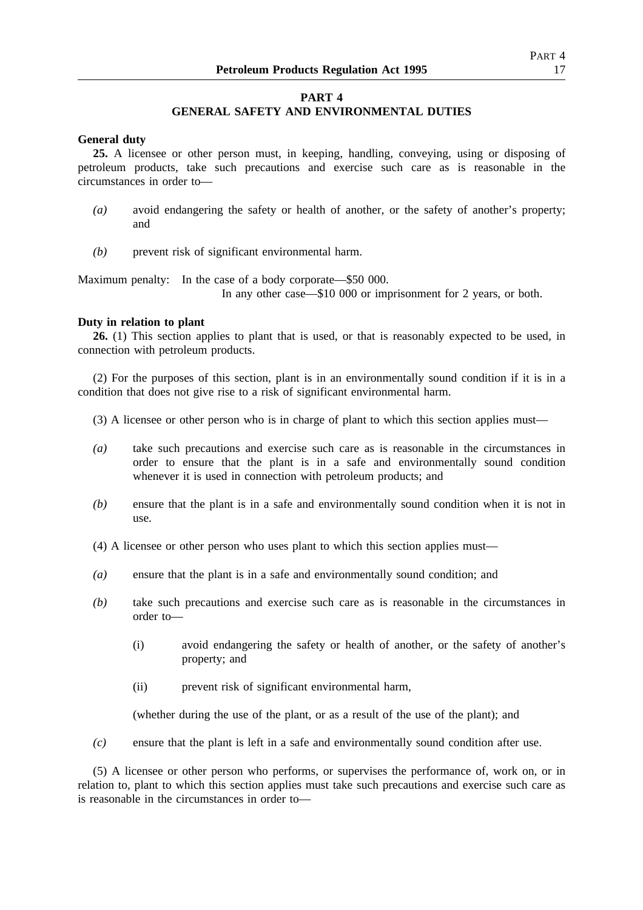## PART 4
## GENERAL SAFETY AND ENVIRONMENTAL DUTIES

**General duty**

**25.** A licensee or other person must, in keeping, handling, conveying, using or disposing of petroleum products, take such precautions and exercise such care as is reasonable in the circumstances in order to—

*(a)* avoid endangering the safety or health of another, or the safety of another's property; and

*(b)* prevent risk of significant environmental harm.

Maximum penalty: In the case of a body corporate—$50 000.
In any other case—$10 000 or imprisonment for 2 years, or both.

**Duty in relation to plant**

**26.** (1) This section applies to plant that is used, or that is reasonably expected to be used, in connection with petroleum products.

(2) For the purposes of this section, plant is in an environmentally sound condition if it is in a condition that does not give rise to a risk of significant environmental harm.

(3) A licensee or other person who is in charge of plant to which this section applies must—

*(a)* take such precautions and exercise such care as is reasonable in the circumstances in order to ensure that the plant is in a safe and environmentally sound condition whenever it is used in connection with petroleum products; and

*(b)* ensure that the plant is in a safe and environmentally sound condition when it is not in use.

(4) A licensee or other person who uses plant to which this section applies must—

*(a)* ensure that the plant is in a safe and environmentally sound condition; and

*(b)* take such precautions and exercise such care as is reasonable in the circumstances in order to—

(i) avoid endangering the safety or health of another, or the safety of another's property; and

(ii) prevent risk of significant environmental harm,

(whether during the use of the plant, or as a result of the use of the plant); and

*(c)* ensure that the plant is left in a safe and environmentally sound condition after use.

(5) A licensee or other person who performs, or supervises the performance of, work on, or in relation to, plant to which this section applies must take such precautions and exercise such care as is reasonable in the circumstances in order to—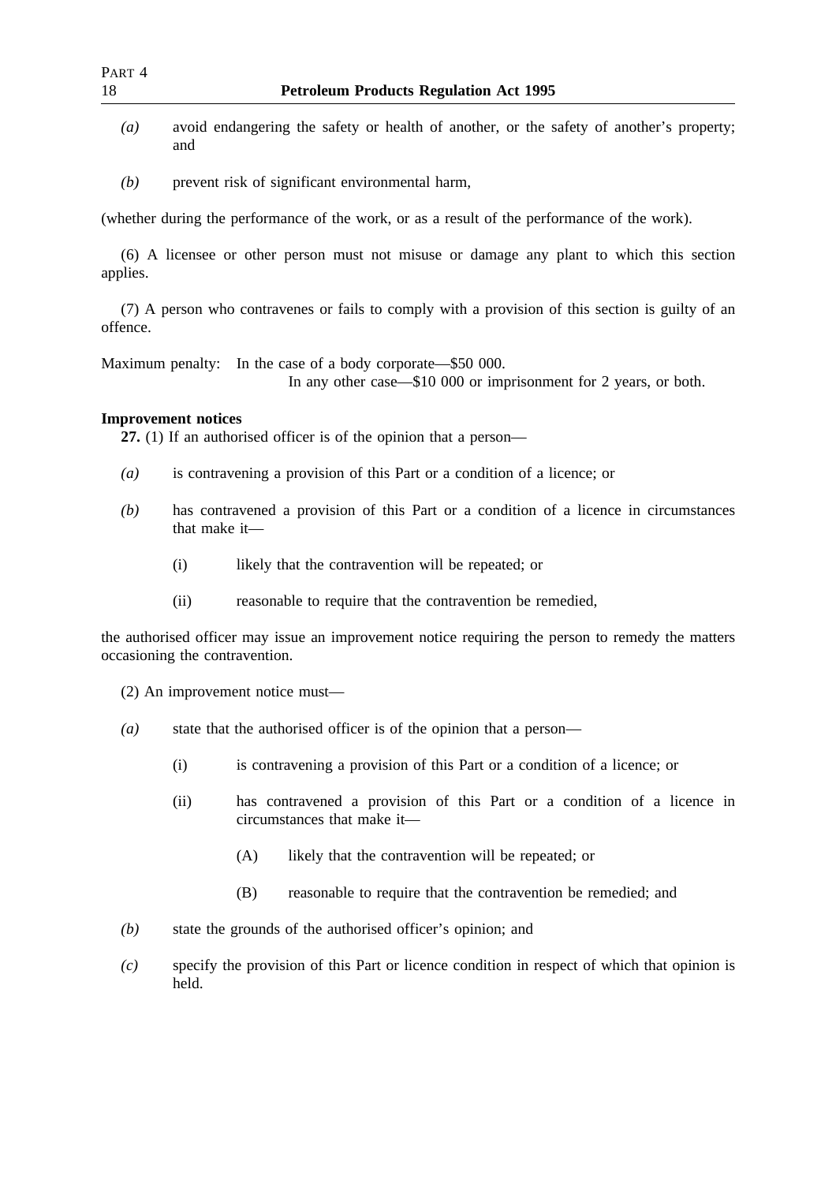*(a)* avoid endangering the safety or health of another, or the safety of another's property; and

*(b)* prevent risk of significant environmental harm,

(whether during the performance of the work, or as a result of the performance of the work).

(6) A licensee or other person must not misuse or damage any plant to which this section applies.

(7) A person who contravenes or fails to comply with a provision of this section is guilty of an offence.

Maximum penalty: In the case of a body corporate—$50 000.
In any other case—$10 000 or imprisonment for 2 years, or both.

**Improvement notices**

**27.** (1) If an authorised officer is of the opinion that a person—

*(a)* is contravening a provision of this Part or a condition of a licence; or

*(b)* has contravened a provision of this Part or a condition of a licence in circumstances that make it—

(i) likely that the contravention will be repeated; or

(ii) reasonable to require that the contravention be remedied,

the authorised officer may issue an improvement notice requiring the person to remedy the matters occasioning the contravention.

(2) An improvement notice must—

*(a)* state that the authorised officer is of the opinion that a person—

(i) is contravening a provision of this Part or a condition of a licence; or

(ii) has contravened a provision of this Part or a condition of a licence in circumstances that make it—

(A) likely that the contravention will be repeated; or

(B) reasonable to require that the contravention be remedied; and

*(b)* state the grounds of the authorised officer's opinion; and

*(c)* specify the provision of this Part or licence condition in respect of which that opinion is held.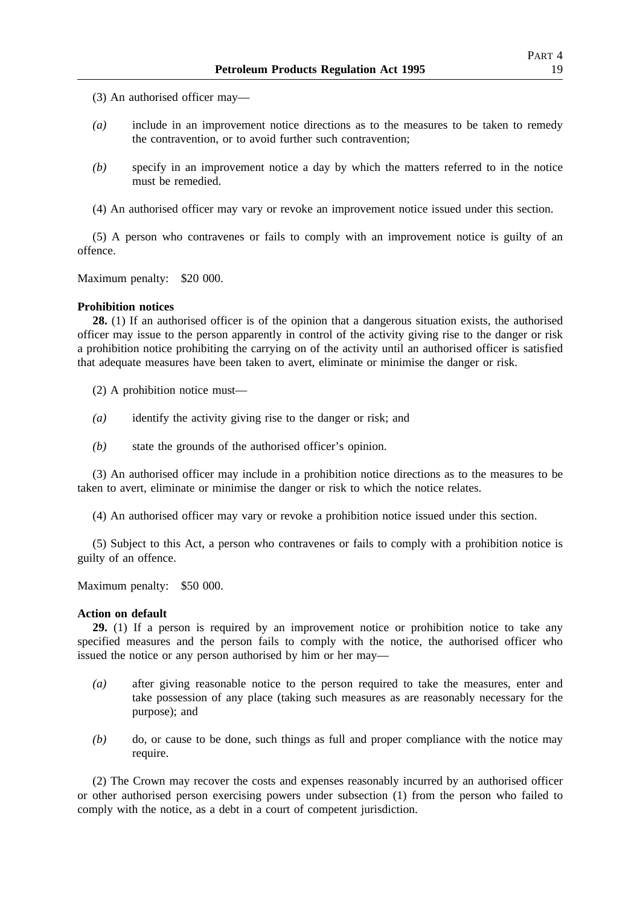(3) An authorised officer may—

*(a)* include in an improvement notice directions as to the measures to be taken to remedy the contravention, or to avoid further such contravention;

*(b)* specify in an improvement notice a day by which the matters referred to in the notice must be remedied.

(4) An authorised officer may vary or revoke an improvement notice issued under this section.

(5) A person who contravenes or fails to comply with an improvement notice is guilty of an offence.

Maximum penalty: $20 000.

**Prohibition notices**

**28.** (1) If an authorised officer is of the opinion that a dangerous situation exists, the authorised officer may issue to the person apparently in control of the activity giving rise to the danger or risk a prohibition notice prohibiting the carrying on of the activity until an authorised officer is satisfied that adequate measures have been taken to avert, eliminate or minimise the danger or risk.

(2) A prohibition notice must—

*(a)* identify the activity giving rise to the danger or risk; and

*(b)* state the grounds of the authorised officer's opinion.

(3) An authorised officer may include in a prohibition notice directions as to the measures to be taken to avert, eliminate or minimise the danger or risk to which the notice relates.

(4) An authorised officer may vary or revoke a prohibition notice issued under this section.

(5) Subject to this Act, a person who contravenes or fails to comply with a prohibition notice is guilty of an offence.

Maximum penalty: $50 000.

**Action on default**

**29.** (1) If a person is required by an improvement notice or prohibition notice to take any specified measures and the person fails to comply with the notice, the authorised officer who issued the notice or any person authorised by him or her may—

*(a)* after giving reasonable notice to the person required to take the measures, enter and take possession of any place (taking such measures as are reasonably necessary for the purpose); and

*(b)* do, or cause to be done, such things as full and proper compliance with the notice may require.

(2) The Crown may recover the costs and expenses reasonably incurred by an authorised officer or other authorised person exercising powers under subsection (1) from the person who failed to comply with the notice, as a debt in a court of competent jurisdiction.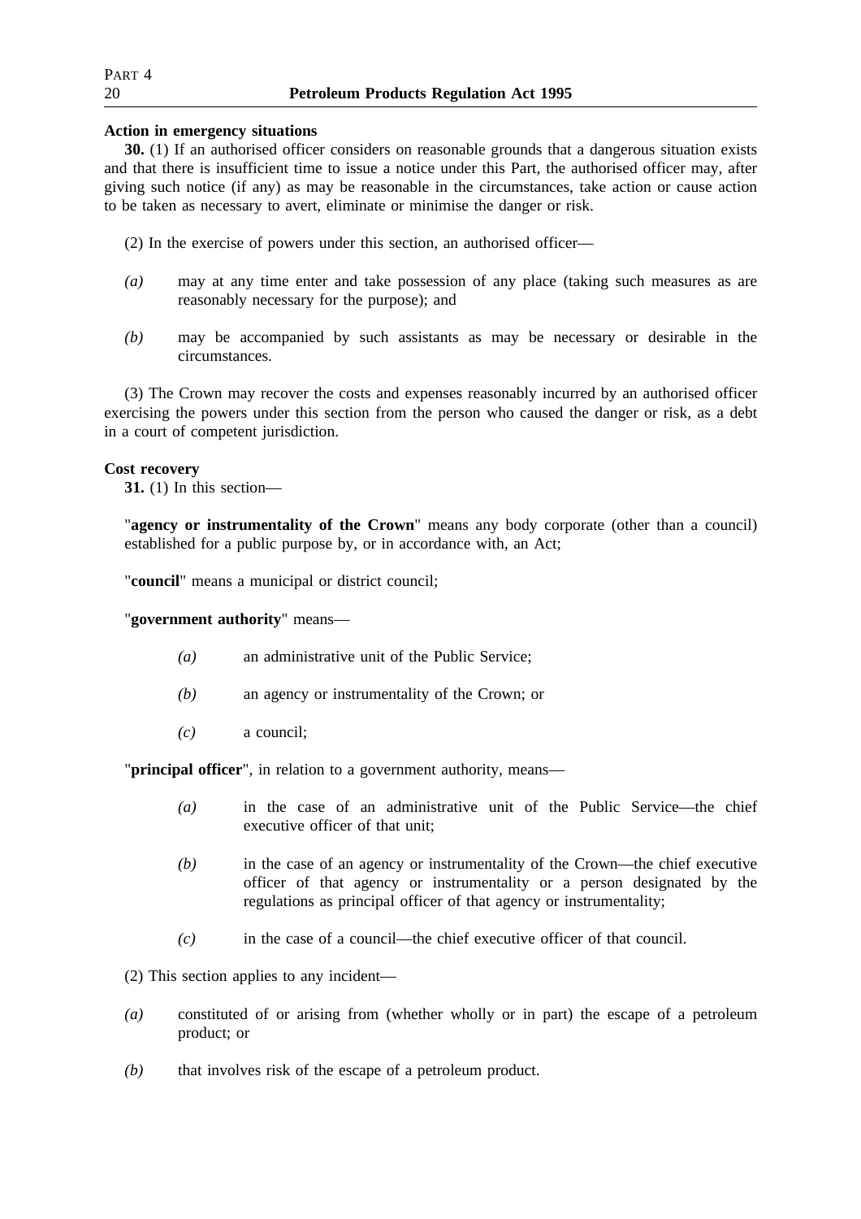**Action in emergency situations**

**30.** (1) If an authorised officer considers on reasonable grounds that a dangerous situation exists and that there is insufficient time to issue a notice under this Part, the authorised officer may, after giving such notice (if any) as may be reasonable in the circumstances, take action or cause action to be taken as necessary to avert, eliminate or minimise the danger or risk.

(2) In the exercise of powers under this section, an authorised officer—

*(a)* may at any time enter and take possession of any place (taking such measures as are reasonably necessary for the purpose); and

*(b)* may be accompanied by such assistants as may be necessary or desirable in the circumstances.

(3) The Crown may recover the costs and expenses reasonably incurred by an authorised officer exercising the powers under this section from the person who caused the danger or risk, as a debt in a court of competent jurisdiction.

**Cost recovery**

**31.** (1) In this section—

"**agency or instrumentality of the Crown**" means any body corporate (other than a council) established for a public purpose by, or in accordance with, an Act;

"**council**" means a municipal or district council;

"**government authority**" means—

*(a)* an administrative unit of the Public Service;

*(b)* an agency or instrumentality of the Crown; or

*(c)* a council;

"**principal officer**", in relation to a government authority, means—

*(a)* in the case of an administrative unit of the Public Service—the chief executive officer of that unit;

*(b)* in the case of an agency or instrumentality of the Crown—the chief executive officer of that agency or instrumentality or a person designated by the regulations as principal officer of that agency or instrumentality;

*(c)* in the case of a council—the chief executive officer of that council.

(2) This section applies to any incident—

*(a)* constituted of or arising from (whether wholly or in part) the escape of a petroleum product; or

*(b)* that involves risk of the escape of a petroleum product.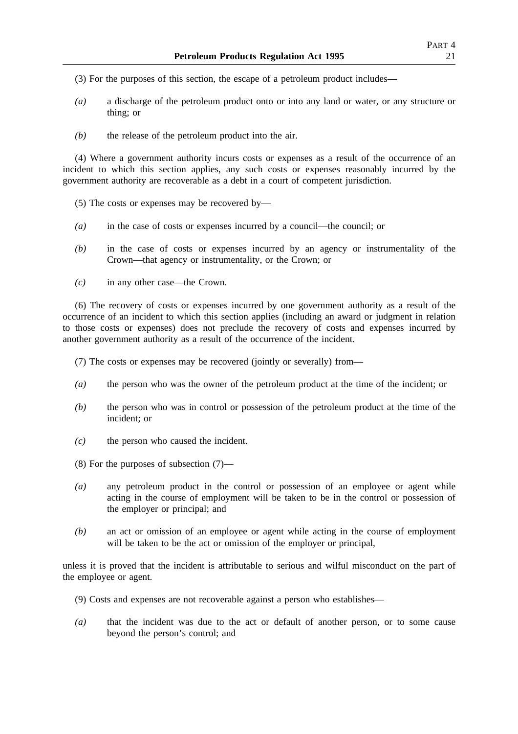(3) For the purposes of this section, the escape of a petroleum product includes—

*(a)* a discharge of the petroleum product onto or into any land or water, or any structure or thing; or

*(b)* the release of the petroleum product into the air.

(4) Where a government authority incurs costs or expenses as a result of the occurrence of an incident to which this section applies, any such costs or expenses reasonably incurred by the government authority are recoverable as a debt in a court of competent jurisdiction.

(5) The costs or expenses may be recovered by—

*(a)* in the case of costs or expenses incurred by a council—the council; or

*(b)* in the case of costs or expenses incurred by an agency or instrumentality of the Crown—that agency or instrumentality, or the Crown; or

*(c)* in any other case—the Crown.

(6) The recovery of costs or expenses incurred by one government authority as a result of the occurrence of an incident to which this section applies (including an award or judgment in relation to those costs or expenses) does not preclude the recovery of costs and expenses incurred by another government authority as a result of the occurrence of the incident.

(7) The costs or expenses may be recovered (jointly or severally) from—

*(a)* the person who was the owner of the petroleum product at the time of the incident; or

*(b)* the person who was in control or possession of the petroleum product at the time of the incident; or

*(c)* the person who caused the incident.

(8) For the purposes of subsection (7)—

*(a)* any petroleum product in the control or possession of an employee or agent while acting in the course of employment will be taken to be in the control or possession of the employer or principal; and

*(b)* an act or omission of an employee or agent while acting in the course of employment will be taken to be the act or omission of the employer or principal,

unless it is proved that the incident is attributable to serious and wilful misconduct on the part of the employee or agent.

(9) Costs and expenses are not recoverable against a person who establishes—

*(a)* that the incident was due to the act or default of another person, or to some cause beyond the person's control; and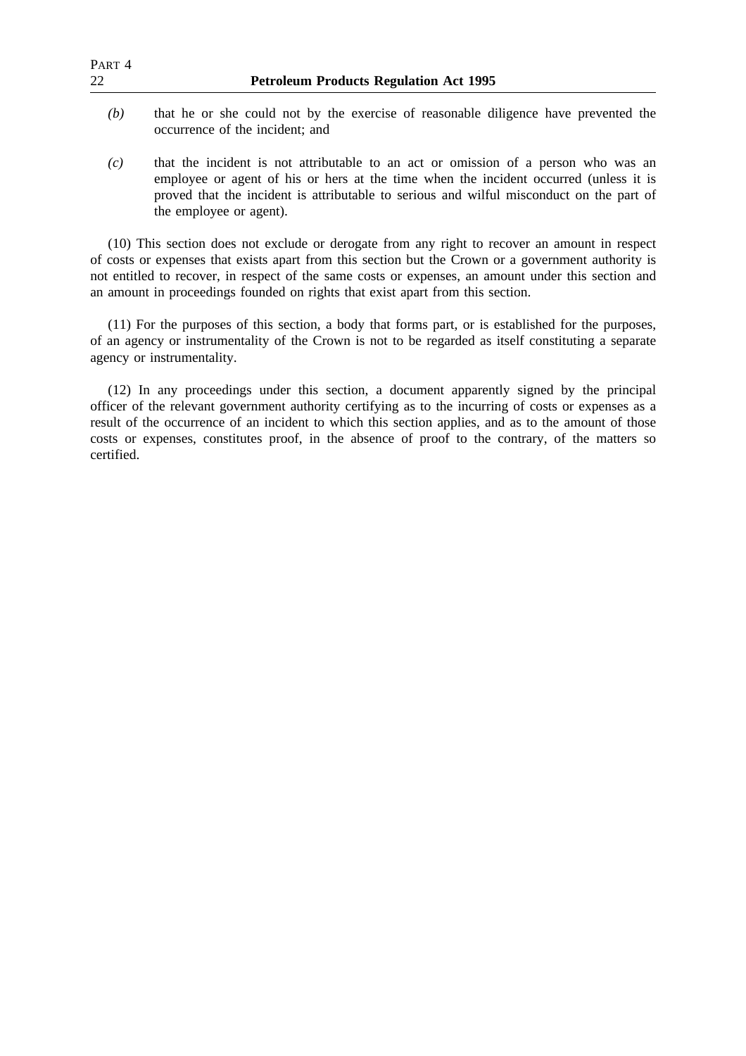*(b)* that he or she could not by the exercise of reasonable diligence have prevented the occurrence of the incident; and

*(c)* that the incident is not attributable to an act or omission of a person who was an employee or agent of his or hers at the time when the incident occurred (unless it is proved that the incident is attributable to serious and wilful misconduct on the part of the employee or agent).

(10) This section does not exclude or derogate from any right to recover an amount in respect of costs or expenses that exists apart from this section but the Crown or a government authority is not entitled to recover, in respect of the same costs or expenses, an amount under this section and an amount in proceedings founded on rights that exist apart from this section.

(11) For the purposes of this section, a body that forms part, or is established for the purposes, of an agency or instrumentality of the Crown is not to be regarded as itself constituting a separate agency or instrumentality.

(12) In any proceedings under this section, a document apparently signed by the principal officer of the relevant government authority certifying as to the incurring of costs or expenses as a result of the occurrence of an incident to which this section applies, and as to the amount of those costs or expenses, constitutes proof, in the absence of proof to the contrary, of the matters so certified.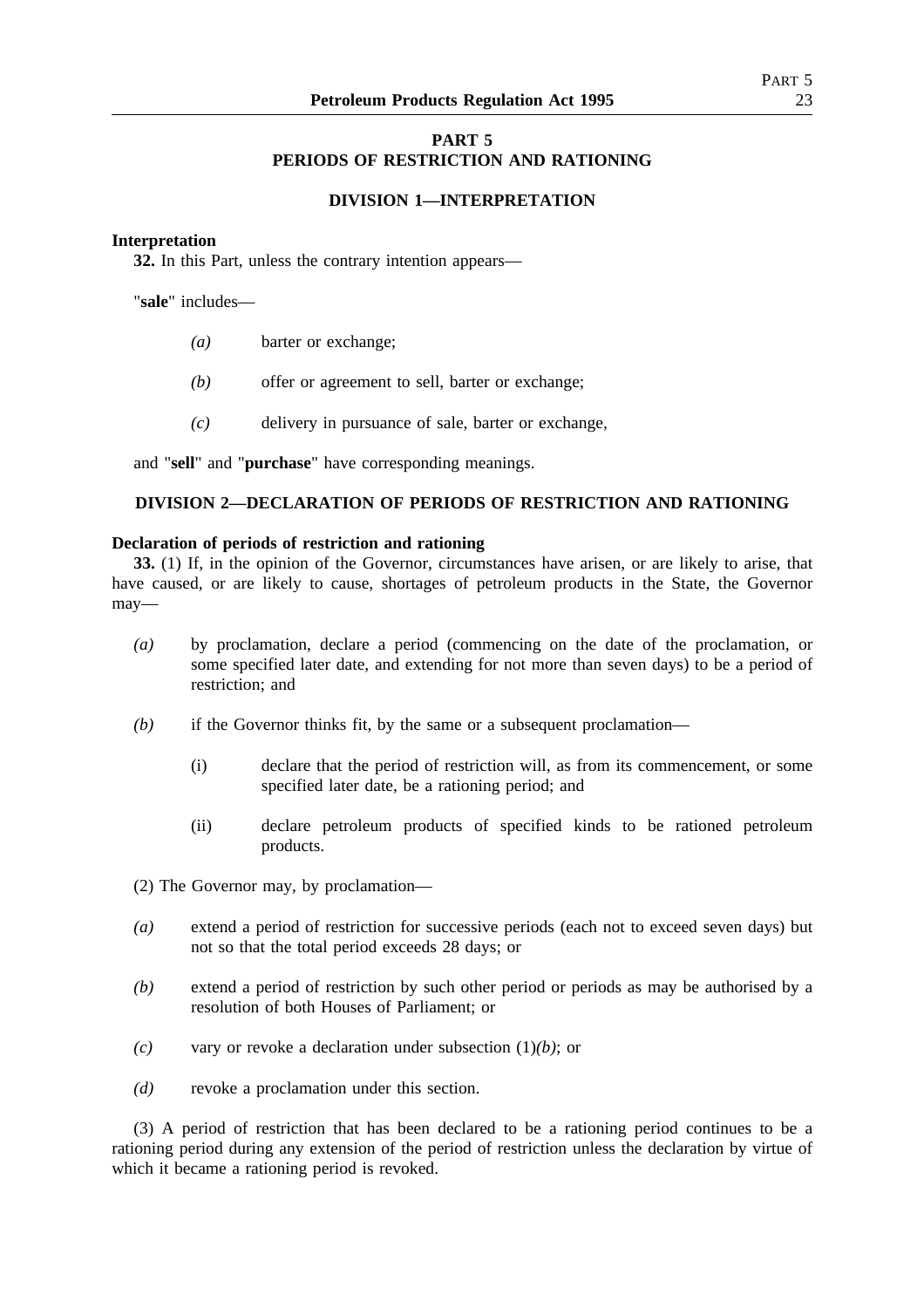# PART 5
# PERIODS OF RESTRICTION AND RATIONING

## DIVISION 1—INTERPRETATION

**Interpretation**

**32.** In this Part, unless the contrary intention appears—

"**sale**" includes—

*(a)* barter or exchange;

*(b)* offer or agreement to sell, barter or exchange;

*(c)* delivery in pursuance of sale, barter or exchange,

and "**sell**" and "**purchase**" have corresponding meanings.

## DIVISION 2—DECLARATION OF PERIODS OF RESTRICTION AND RATIONING

**Declaration of periods of restriction and rationing**

**33.** (1) If, in the opinion of the Governor, circumstances have arisen, or are likely to arise, that have caused, or are likely to cause, shortages of petroleum products in the State, the Governor may—

*(a)* by proclamation, declare a period (commencing on the date of the proclamation, or some specified later date, and extending for not more than seven days) to be a period of restriction; and

*(b)* if the Governor thinks fit, by the same or a subsequent proclamation—

(i) declare that the period of restriction will, as from its commencement, or some specified later date, be a rationing period; and

(ii) declare petroleum products of specified kinds to be rationed petroleum products.

(2) The Governor may, by proclamation—

*(a)* extend a period of restriction for successive periods (each not to exceed seven days) but not so that the total period exceeds 28 days; or

*(b)* extend a period of restriction by such other period or periods as may be authorised by a resolution of both Houses of Parliament; or

*(c)* vary or revoke a declaration under subsection (1)*(b)*; or

*(d)* revoke a proclamation under this section.

(3) A period of restriction that has been declared to be a rationing period continues to be a rationing period during any extension of the period of restriction unless the declaration by virtue of which it became a rationing period is revoked.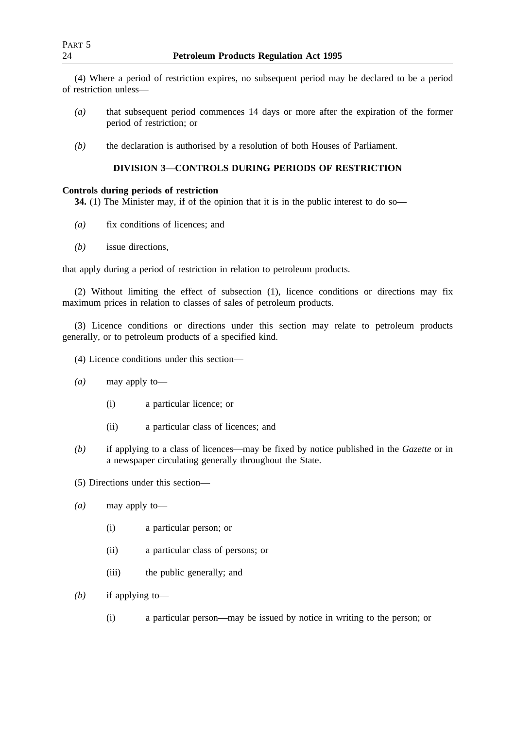(4) Where a period of restriction expires, no subsequent period may be declared to be a period of restriction unless—

*(a)* that subsequent period commences 14 days or more after the expiration of the former period of restriction; or

*(b)* the declaration is authorised by a resolution of both Houses of Parliament.

## DIVISION 3—CONTROLS DURING PERIODS OF RESTRICTION

**Controls during periods of restriction**

**34.** (1) The Minister may, if of the opinion that it is in the public interest to do so—

*(a)* fix conditions of licences; and

*(b)* issue directions,

that apply during a period of restriction in relation to petroleum products.

(2) Without limiting the effect of subsection (1), licence conditions or directions may fix maximum prices in relation to classes of sales of petroleum products.

(3) Licence conditions or directions under this section may relate to petroleum products generally, or to petroleum products of a specified kind.

(4) Licence conditions under this section—

*(a)* may apply to—

(i) a particular licence; or

(ii) a particular class of licences; and

*(b)* if applying to a class of licences—may be fixed by notice published in the *Gazette* or in a newspaper circulating generally throughout the State.

(5) Directions under this section—

*(a)* may apply to—

(i) a particular person; or

(ii) a particular class of persons; or

(iii) the public generally; and

*(b)* if applying to—

(i) a particular person—may be issued by notice in writing to the person; or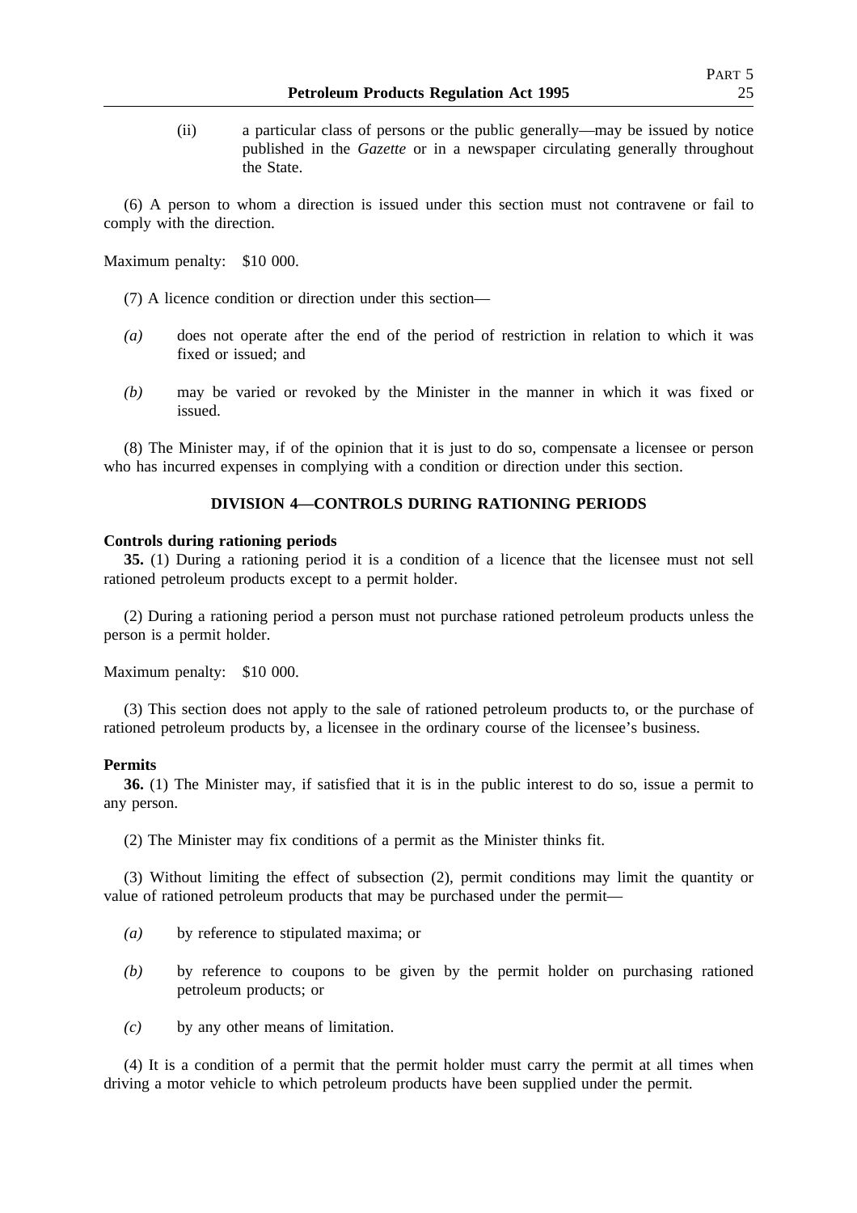(ii) a particular class of persons or the public generally—may be issued by notice published in the *Gazette* or in a newspaper circulating generally throughout the State.

(6) A person to whom a direction is issued under this section must not contravene or fail to comply with the direction.

Maximum penalty: $10 000.

(7) A licence condition or direction under this section—

*(a)* does not operate after the end of the period of restriction in relation to which it was fixed or issued; and

*(b)* may be varied or revoked by the Minister in the manner in which it was fixed or issued.

(8) The Minister may, if of the opinion that it is just to do so, compensate a licensee or person who has incurred expenses in complying with a condition or direction under this section.

## DIVISION 4—CONTROLS DURING RATIONING PERIODS

**Controls during rationing periods**

**35.** (1) During a rationing period it is a condition of a licence that the licensee must not sell rationed petroleum products except to a permit holder.

(2) During a rationing period a person must not purchase rationed petroleum products unless the person is a permit holder.

Maximum penalty: $10 000.

(3) This section does not apply to the sale of rationed petroleum products to, or the purchase of rationed petroleum products by, a licensee in the ordinary course of the licensee's business.

**Permits**

**36.** (1) The Minister may, if satisfied that it is in the public interest to do so, issue a permit to any person.

(2) The Minister may fix conditions of a permit as the Minister thinks fit.

(3) Without limiting the effect of subsection (2), permit conditions may limit the quantity or value of rationed petroleum products that may be purchased under the permit—

*(a)* by reference to stipulated maxima; or

*(b)* by reference to coupons to be given by the permit holder on purchasing rationed petroleum products; or

*(c)* by any other means of limitation.

(4) It is a condition of a permit that the permit holder must carry the permit at all times when driving a motor vehicle to which petroleum products have been supplied under the permit.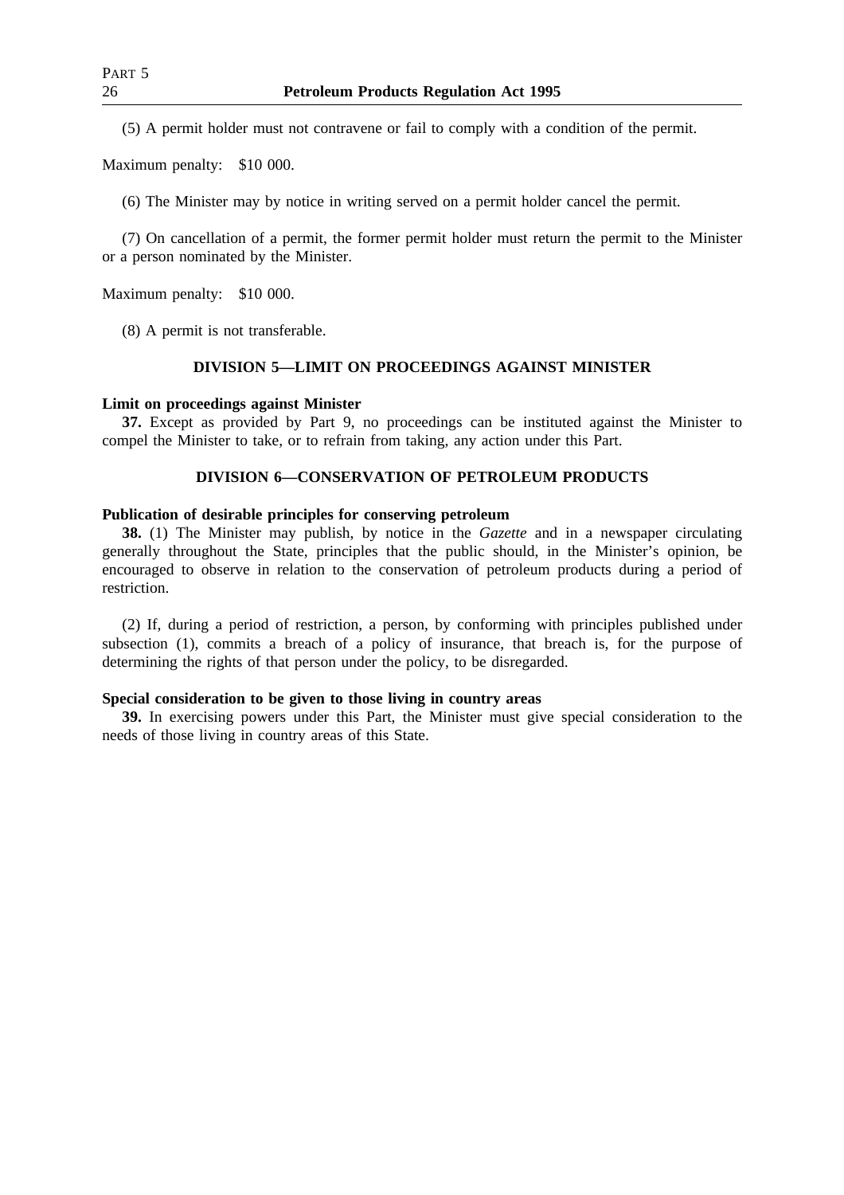(5) A permit holder must not contravene or fail to comply with a condition of the permit.

Maximum penalty: $10 000.

(6) The Minister may by notice in writing served on a permit holder cancel the permit.

(7) On cancellation of a permit, the former permit holder must return the permit to the Minister or a person nominated by the Minister.

Maximum penalty: $10 000.

(8) A permit is not transferable.

## DIVISION 5—LIMIT ON PROCEEDINGS AGAINST MINISTER

**Limit on proceedings against Minister**

**37.** Except as provided by Part 9, no proceedings can be instituted against the Minister to compel the Minister to take, or to refrain from taking, any action under this Part.

## DIVISION 6—CONSERVATION OF PETROLEUM PRODUCTS

**Publication of desirable principles for conserving petroleum**

**38.** (1) The Minister may publish, by notice in the *Gazette* and in a newspaper circulating generally throughout the State, principles that the public should, in the Minister's opinion, be encouraged to observe in relation to the conservation of petroleum products during a period of restriction.

(2) If, during a period of restriction, a person, by conforming with principles published under subsection (1), commits a breach of a policy of insurance, that breach is, for the purpose of determining the rights of that person under the policy, to be disregarded.

**Special consideration to be given to those living in country areas**

**39.** In exercising powers under this Part, the Minister must give special consideration to the needs of those living in country areas of this State.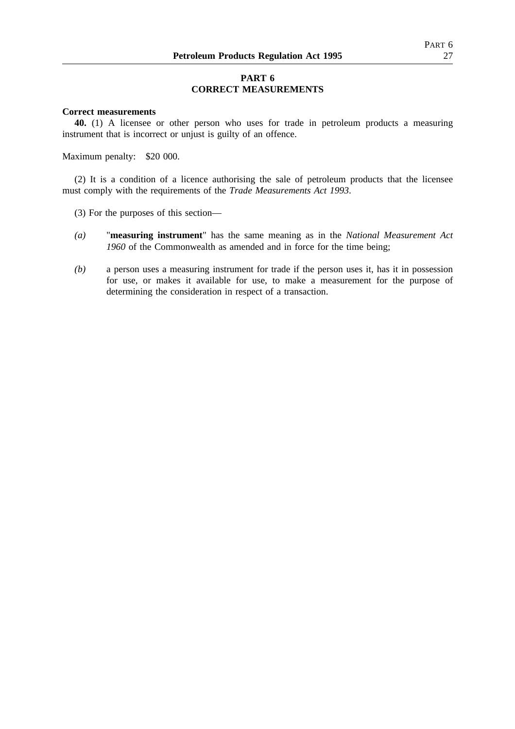## PART 6
## CORRECT MEASUREMENTS

**Correct measurements**

**40.** (1) A licensee or other person who uses for trade in petroleum products a measuring instrument that is incorrect or unjust is guilty of an offence.

Maximum penalty: $20 000.

(2) It is a condition of a licence authorising the sale of petroleum products that the licensee must comply with the requirements of the *Trade Measurements Act 1993*.

(3) For the purposes of this section—

*(a)* "**measuring instrument**" has the same meaning as in the *National Measurement Act 1960* of the Commonwealth as amended and in force for the time being;

*(b)* a person uses a measuring instrument for trade if the person uses it, has it in possession for use, or makes it available for use, to make a measurement for the purpose of determining the consideration in respect of a transaction.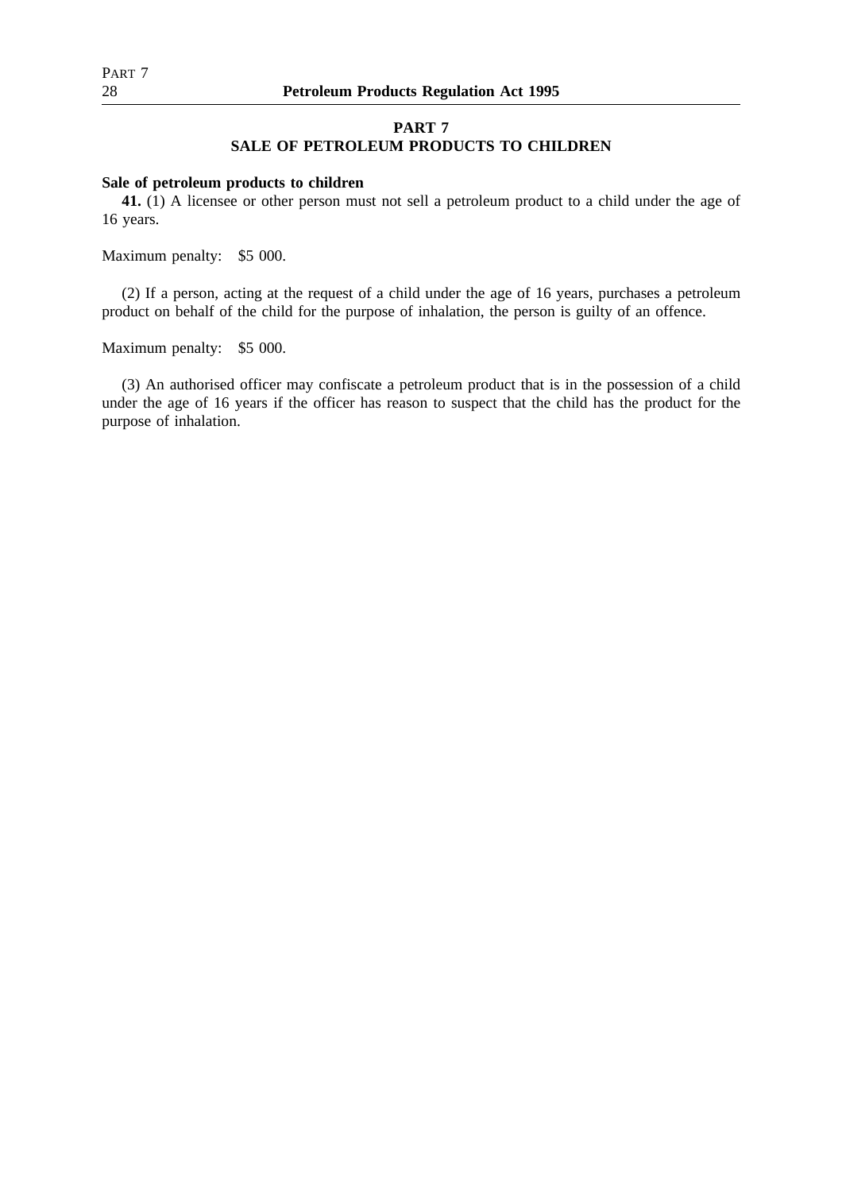## PART 7
## SALE OF PETROLEUM PRODUCTS TO CHILDREN

**Sale of petroleum products to children**

**41.** (1) A licensee or other person must not sell a petroleum product to a child under the age of 16 years.

Maximum penalty: $5 000.

(2) If a person, acting at the request of a child under the age of 16 years, purchases a petroleum product on behalf of the child for the purpose of inhalation, the person is guilty of an offence.

Maximum penalty: $5 000.

(3) An authorised officer may confiscate a petroleum product that is in the possession of a child under the age of 16 years if the officer has reason to suspect that the child has the product for the purpose of inhalation.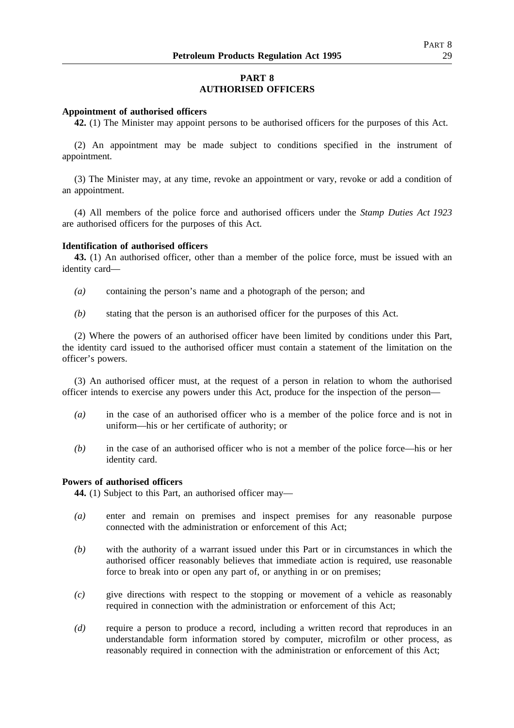# PART 8
# AUTHORISED OFFICERS

**Appointment of authorised officers**

**42.** (1) The Minister may appoint persons to be authorised officers for the purposes of this Act.

(2) An appointment may be made subject to conditions specified in the instrument of appointment.

(3) The Minister may, at any time, revoke an appointment or vary, revoke or add a condition of an appointment.

(4) All members of the police force and authorised officers under the *Stamp Duties Act 1923* are authorised officers for the purposes of this Act.

**Identification of authorised officers**

**43.** (1) An authorised officer, other than a member of the police force, must be issued with an identity card—

*(a)* containing the person's name and a photograph of the person; and

*(b)* stating that the person is an authorised officer for the purposes of this Act.

(2) Where the powers of an authorised officer have been limited by conditions under this Part, the identity card issued to the authorised officer must contain a statement of the limitation on the officer's powers.

(3) An authorised officer must, at the request of a person in relation to whom the authorised officer intends to exercise any powers under this Act, produce for the inspection of the person—

*(a)* in the case of an authorised officer who is a member of the police force and is not in uniform—his or her certificate of authority; or

*(b)* in the case of an authorised officer who is not a member of the police force—his or her identity card.

**Powers of authorised officers**

**44.** (1) Subject to this Part, an authorised officer may—

*(a)* enter and remain on premises and inspect premises for any reasonable purpose connected with the administration or enforcement of this Act;

*(b)* with the authority of a warrant issued under this Part or in circumstances in which the authorised officer reasonably believes that immediate action is required, use reasonable force to break into or open any part of, or anything in or on premises;

*(c)* give directions with respect to the stopping or movement of a vehicle as reasonably required in connection with the administration or enforcement of this Act;

*(d)* require a person to produce a record, including a written record that reproduces in an understandable form information stored by computer, microfilm or other process, as reasonably required in connection with the administration or enforcement of this Act;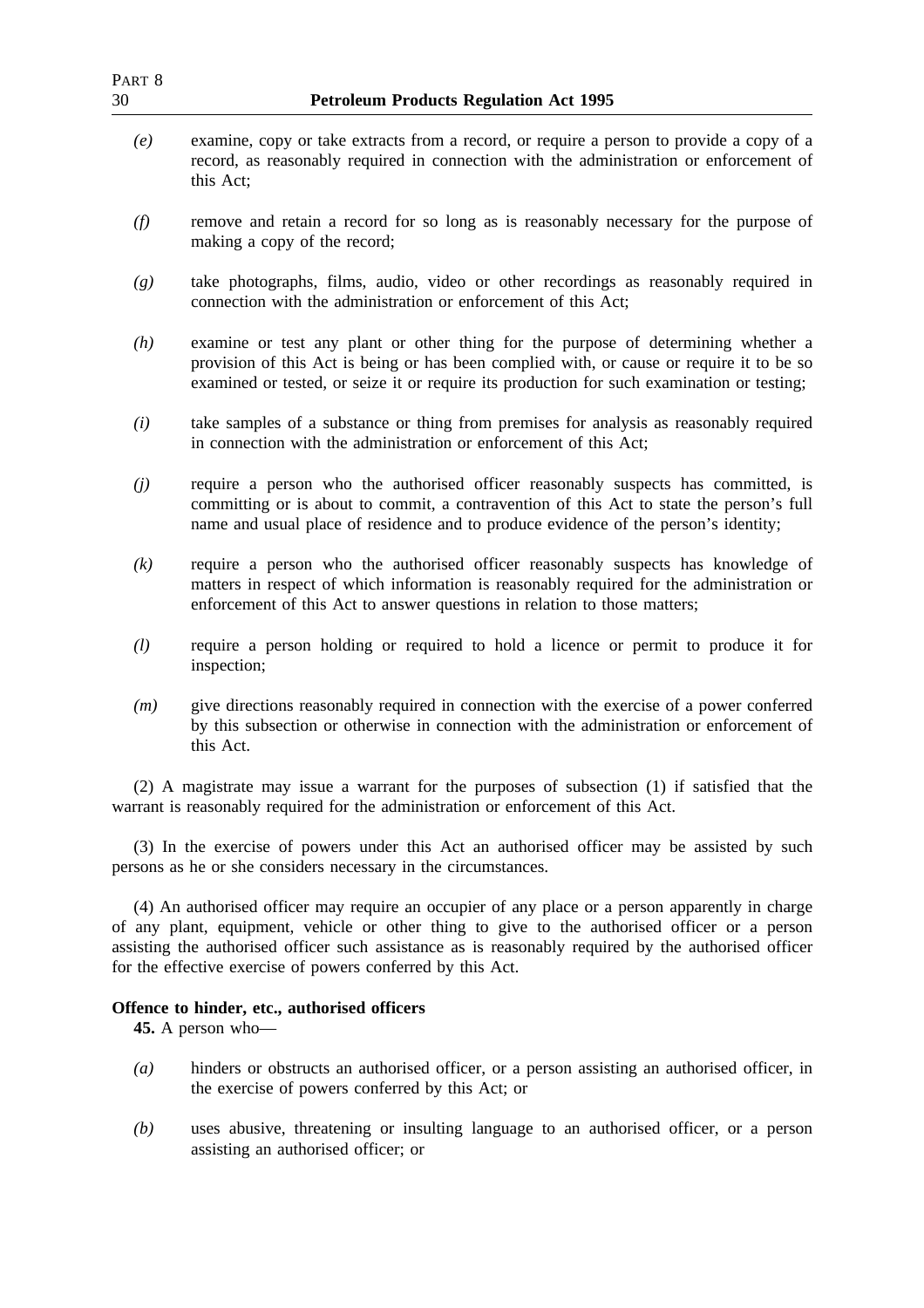*(e)* examine, copy or take extracts from a record, or require a person to provide a copy of a record, as reasonably required in connection with the administration or enforcement of this Act;

*(f)* remove and retain a record for so long as is reasonably necessary for the purpose of making a copy of the record;

*(g)* take photographs, films, audio, video or other recordings as reasonably required in connection with the administration or enforcement of this Act;

*(h)* examine or test any plant or other thing for the purpose of determining whether a provision of this Act is being or has been complied with, or cause or require it to be so examined or tested, or seize it or require its production for such examination or testing;

*(i)* take samples of a substance or thing from premises for analysis as reasonably required in connection with the administration or enforcement of this Act;

*(j)* require a person who the authorised officer reasonably suspects has committed, is committing or is about to commit, a contravention of this Act to state the person's full name and usual place of residence and to produce evidence of the person's identity;

*(k)* require a person who the authorised officer reasonably suspects has knowledge of matters in respect of which information is reasonably required for the administration or enforcement of this Act to answer questions in relation to those matters;

*(l)* require a person holding or required to hold a licence or permit to produce it for inspection;

*(m)* give directions reasonably required in connection with the exercise of a power conferred by this subsection or otherwise in connection with the administration or enforcement of this Act.

(2) A magistrate may issue a warrant for the purposes of subsection (1) if satisfied that the warrant is reasonably required for the administration or enforcement of this Act.

(3) In the exercise of powers under this Act an authorised officer may be assisted by such persons as he or she considers necessary in the circumstances.

(4) An authorised officer may require an occupier of any place or a person apparently in charge of any plant, equipment, vehicle or other thing to give to the authorised officer or a person assisting the authorised officer such assistance as is reasonably required by the authorised officer for the effective exercise of powers conferred by this Act.

**Offence to hinder, etc., authorised officers**

**45.** A person who—

*(a)* hinders or obstructs an authorised officer, or a person assisting an authorised officer, in the exercise of powers conferred by this Act; or

*(b)* uses abusive, threatening or insulting language to an authorised officer, or a person assisting an authorised officer; or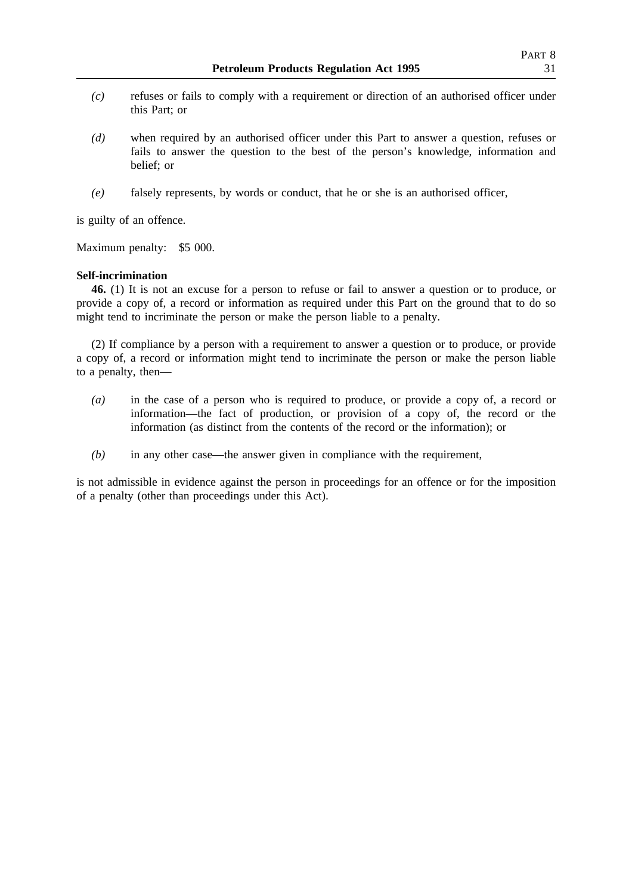*(c)* refuses or fails to comply with a requirement or direction of an authorised officer under this Part; or

*(d)* when required by an authorised officer under this Part to answer a question, refuses or fails to answer the question to the best of the person's knowledge, information and belief; or

*(e)* falsely represents, by words or conduct, that he or she is an authorised officer,

is guilty of an offence.

Maximum penalty: $5 000.

**Self-incrimination**

**46.** (1) It is not an excuse for a person to refuse or fail to answer a question or to produce, or provide a copy of, a record or information as required under this Part on the ground that to do so might tend to incriminate the person or make the person liable to a penalty.

(2) If compliance by a person with a requirement to answer a question or to produce, or provide a copy of, a record or information might tend to incriminate the person or make the person liable to a penalty, then—

*(a)* in the case of a person who is required to produce, or provide a copy of, a record or information—the fact of production, or provision of a copy of, the record or the information (as distinct from the contents of the record or the information); or

*(b)* in any other case—the answer given in compliance with the requirement,

is not admissible in evidence against the person in proceedings for an offence or for the imposition of a penalty (other than proceedings under this Act).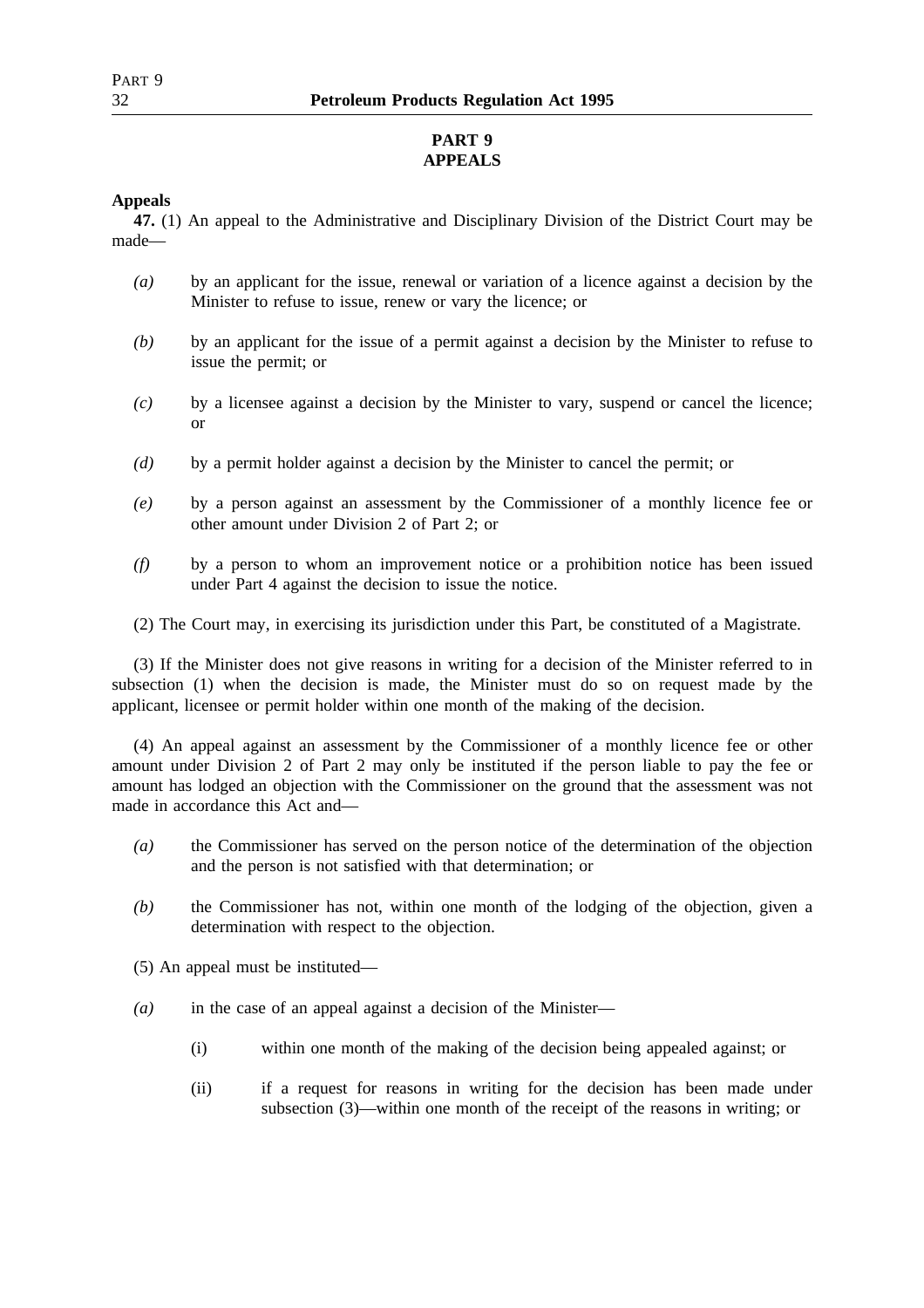## PART 9
## APPEALS

**Appeals**

**47.** (1) An appeal to the Administrative and Disciplinary Division of the District Court may be made—

*(a)* by an applicant for the issue, renewal or variation of a licence against a decision by the Minister to refuse to issue, renew or vary the licence; or

*(b)* by an applicant for the issue of a permit against a decision by the Minister to refuse to issue the permit; or

*(c)* by a licensee against a decision by the Minister to vary, suspend or cancel the licence; or

*(d)* by a permit holder against a decision by the Minister to cancel the permit; or

*(e)* by a person against an assessment by the Commissioner of a monthly licence fee or other amount under Division 2 of Part 2; or

*(f)* by a person to whom an improvement notice or a prohibition notice has been issued under Part 4 against the decision to issue the notice.

(2) The Court may, in exercising its jurisdiction under this Part, be constituted of a Magistrate.

(3) If the Minister does not give reasons in writing for a decision of the Minister referred to in subsection (1) when the decision is made, the Minister must do so on request made by the applicant, licensee or permit holder within one month of the making of the decision.

(4) An appeal against an assessment by the Commissioner of a monthly licence fee or other amount under Division 2 of Part 2 may only be instituted if the person liable to pay the fee or amount has lodged an objection with the Commissioner on the ground that the assessment was not made in accordance this Act and—

*(a)* the Commissioner has served on the person notice of the determination of the objection and the person is not satisfied with that determination; or

*(b)* the Commissioner has not, within one month of the lodging of the objection, given a determination with respect to the objection.

(5) An appeal must be instituted—

*(a)* in the case of an appeal against a decision of the Minister—

(i) within one month of the making of the decision being appealed against; or

(ii) if a request for reasons in writing for the decision has been made under subsection (3)—within one month of the receipt of the reasons in writing; or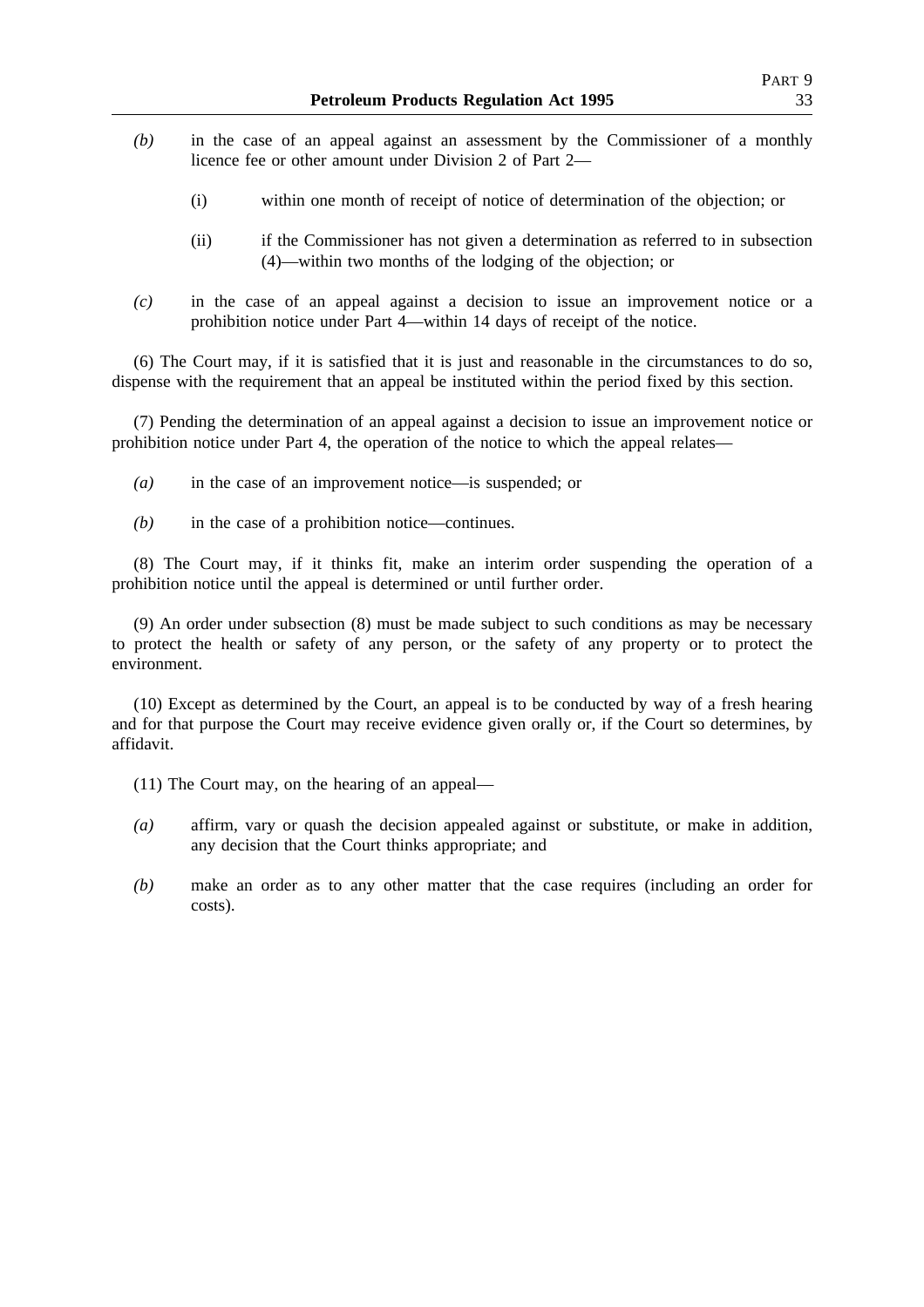*(b)* in the case of an appeal against an assessment by the Commissioner of a monthly licence fee or other amount under Division 2 of Part 2—

(i) within one month of receipt of notice of determination of the objection; or

(ii) if the Commissioner has not given a determination as referred to in subsection (4)—within two months of the lodging of the objection; or

*(c)* in the case of an appeal against a decision to issue an improvement notice or a prohibition notice under Part 4—within 14 days of receipt of the notice.

(6) The Court may, if it is satisfied that it is just and reasonable in the circumstances to do so, dispense with the requirement that an appeal be instituted within the period fixed by this section.

(7) Pending the determination of an appeal against a decision to issue an improvement notice or prohibition notice under Part 4, the operation of the notice to which the appeal relates—

*(a)* in the case of an improvement notice—is suspended; or

*(b)* in the case of a prohibition notice—continues.

(8) The Court may, if it thinks fit, make an interim order suspending the operation of a prohibition notice until the appeal is determined or until further order.

(9) An order under subsection (8) must be made subject to such conditions as may be necessary to protect the health or safety of any person, or the safety of any property or to protect the environment.

(10) Except as determined by the Court, an appeal is to be conducted by way of a fresh hearing and for that purpose the Court may receive evidence given orally or, if the Court so determines, by affidavit.

(11) The Court may, on the hearing of an appeal—

*(a)* affirm, vary or quash the decision appealed against or substitute, or make in addition, any decision that the Court thinks appropriate; and

*(b)* make an order as to any other matter that the case requires (including an order for costs).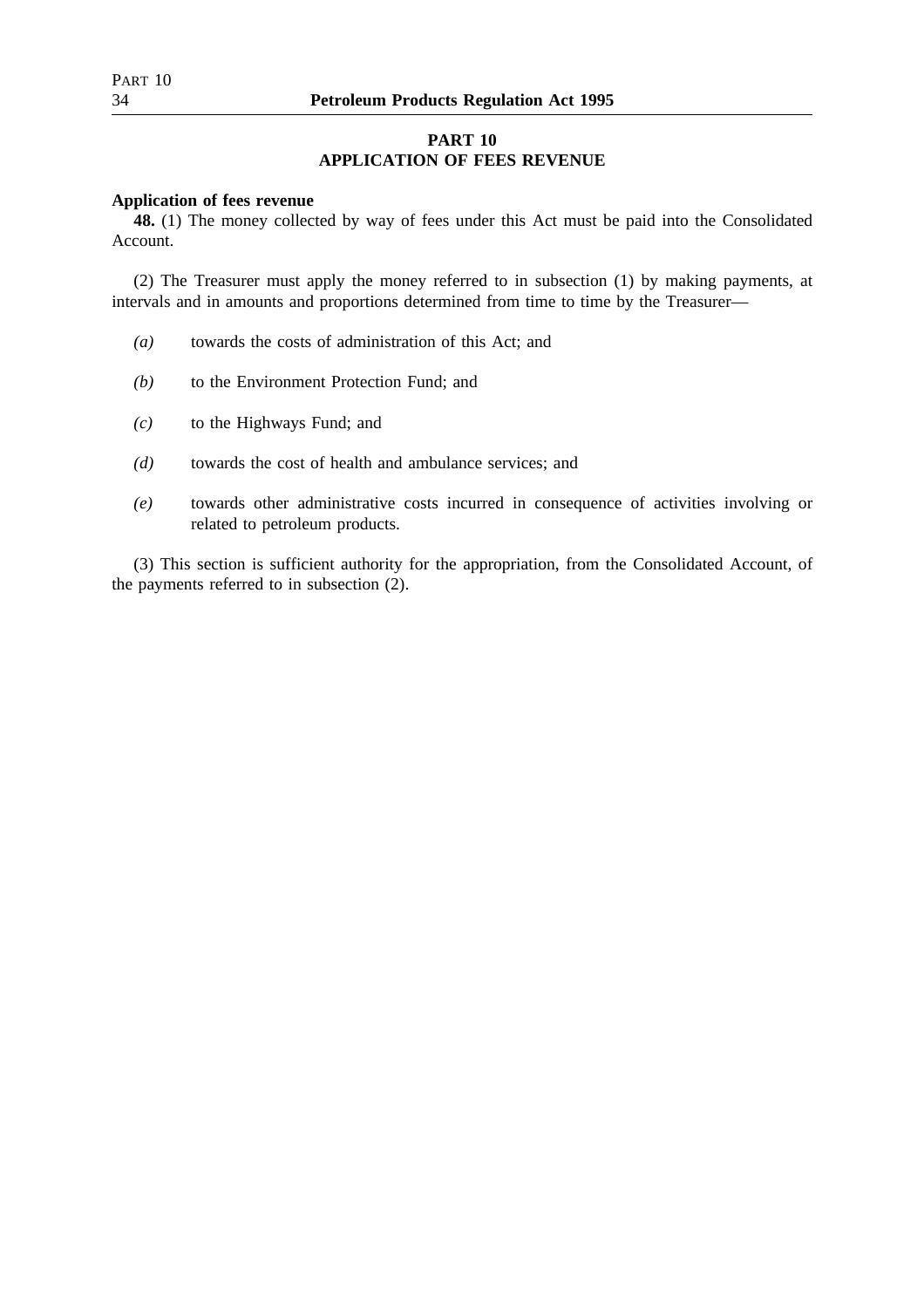## PART 10
## APPLICATION OF FEES REVENUE

**Application of fees revenue**

**48.** (1) The money collected by way of fees under this Act must be paid into the Consolidated Account.

(2) The Treasurer must apply the money referred to in subsection (1) by making payments, at intervals and in amounts and proportions determined from time to time by the Treasurer—

*(a)* towards the costs of administration of this Act; and

*(b)* to the Environment Protection Fund; and

*(c)* to the Highways Fund; and

*(d)* towards the cost of health and ambulance services; and

*(e)* towards other administrative costs incurred in consequence of activities involving or related to petroleum products.

(3) This section is sufficient authority for the appropriation, from the Consolidated Account, of the payments referred to in subsection (2).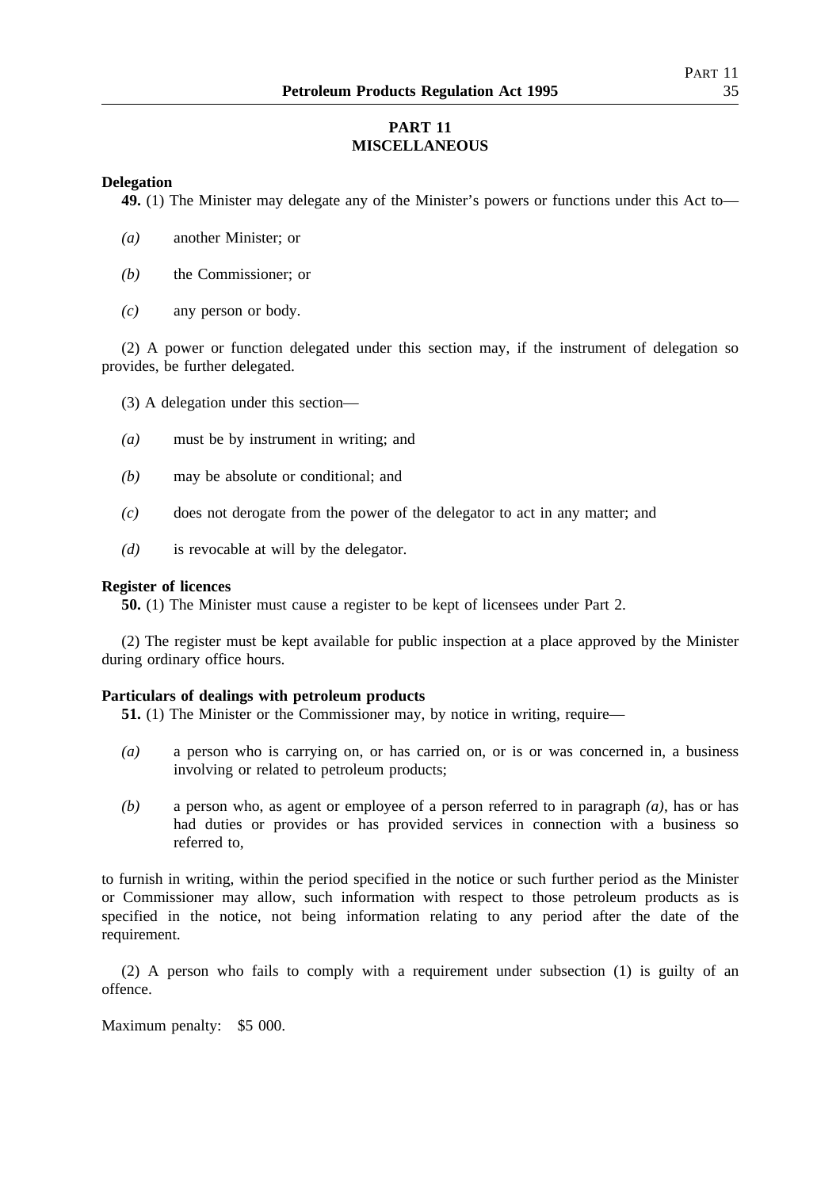## PART 11
## MISCELLANEOUS

**Delegation**

**49.** (1) The Minister may delegate any of the Minister's powers or functions under this Act to—

*(a)* another Minister; or

*(b)* the Commissioner; or

*(c)* any person or body.

(2) A power or function delegated under this section may, if the instrument of delegation so provides, be further delegated.

(3) A delegation under this section—

*(a)* must be by instrument in writing; and

*(b)* may be absolute or conditional; and

*(c)* does not derogate from the power of the delegator to act in any matter; and

*(d)* is revocable at will by the delegator.

**Register of licences**

**50.** (1) The Minister must cause a register to be kept of licensees under Part 2.

(2) The register must be kept available for public inspection at a place approved by the Minister during ordinary office hours.

**Particulars of dealings with petroleum products**

**51.** (1) The Minister or the Commissioner may, by notice in writing, require—

*(a)* a person who is carrying on, or has carried on, or is or was concerned in, a business involving or related to petroleum products;

*(b)* a person who, as agent or employee of a person referred to in paragraph *(a)*, has or has had duties or provides or has provided services in connection with a business so referred to,

to furnish in writing, within the period specified in the notice or such further period as the Minister or Commissioner may allow, such information with respect to those petroleum products as is specified in the notice, not being information relating to any period after the date of the requirement.

(2) A person who fails to comply with a requirement under subsection (1) is guilty of an offence.

Maximum penalty: $5 000.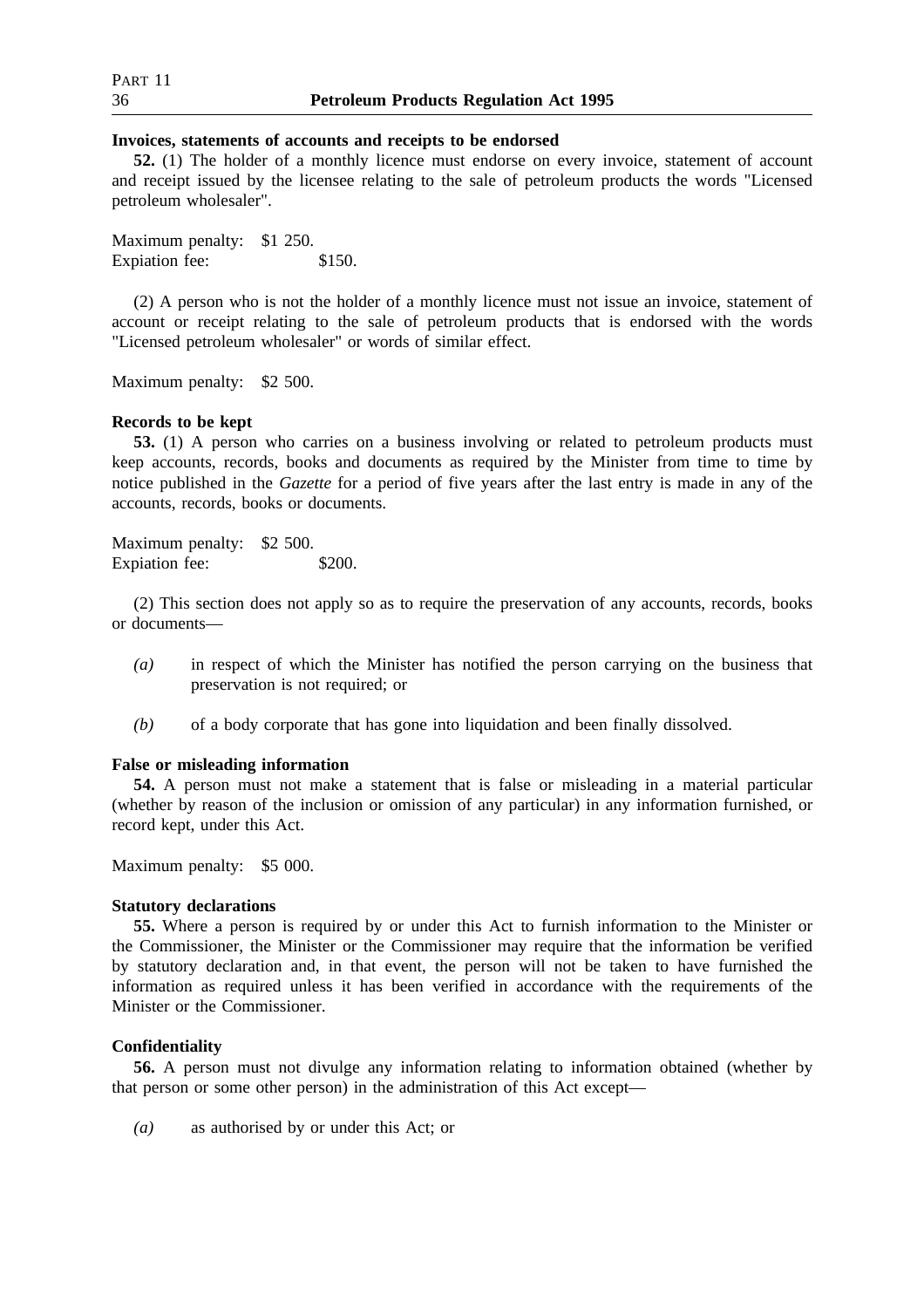**Invoices, statements of accounts and receipts to be endorsed**

**52.** (1) The holder of a monthly licence must endorse on every invoice, statement of account and receipt issued by the licensee relating to the sale of petroleum products the words "Licensed petroleum wholesaler".

Maximum penalty: $1 250.
Expiation fee: $150.

(2) A person who is not the holder of a monthly licence must not issue an invoice, statement of account or receipt relating to the sale of petroleum products that is endorsed with the words "Licensed petroleum wholesaler" or words of similar effect.

Maximum penalty: $2 500.

**Records to be kept**

**53.** (1) A person who carries on a business involving or related to petroleum products must keep accounts, records, books and documents as required by the Minister from time to time by notice published in the *Gazette* for a period of five years after the last entry is made in any of the accounts, records, books or documents.

Maximum penalty: $2 500.
Expiation fee: $200.

(2) This section does not apply so as to require the preservation of any accounts, records, books or documents—

*(a)* in respect of which the Minister has notified the person carrying on the business that preservation is not required; or

*(b)* of a body corporate that has gone into liquidation and been finally dissolved.

**False or misleading information**

**54.** A person must not make a statement that is false or misleading in a material particular (whether by reason of the inclusion or omission of any particular) in any information furnished, or record kept, under this Act.

Maximum penalty: $5 000.

**Statutory declarations**

**55.** Where a person is required by or under this Act to furnish information to the Minister or the Commissioner, the Minister or the Commissioner may require that the information be verified by statutory declaration and, in that event, the person will not be taken to have furnished the information as required unless it has been verified in accordance with the requirements of the Minister or the Commissioner.

**Confidentiality**

**56.** A person must not divulge any information relating to information obtained (whether by that person or some other person) in the administration of this Act except—

*(a)* as authorised by or under this Act; or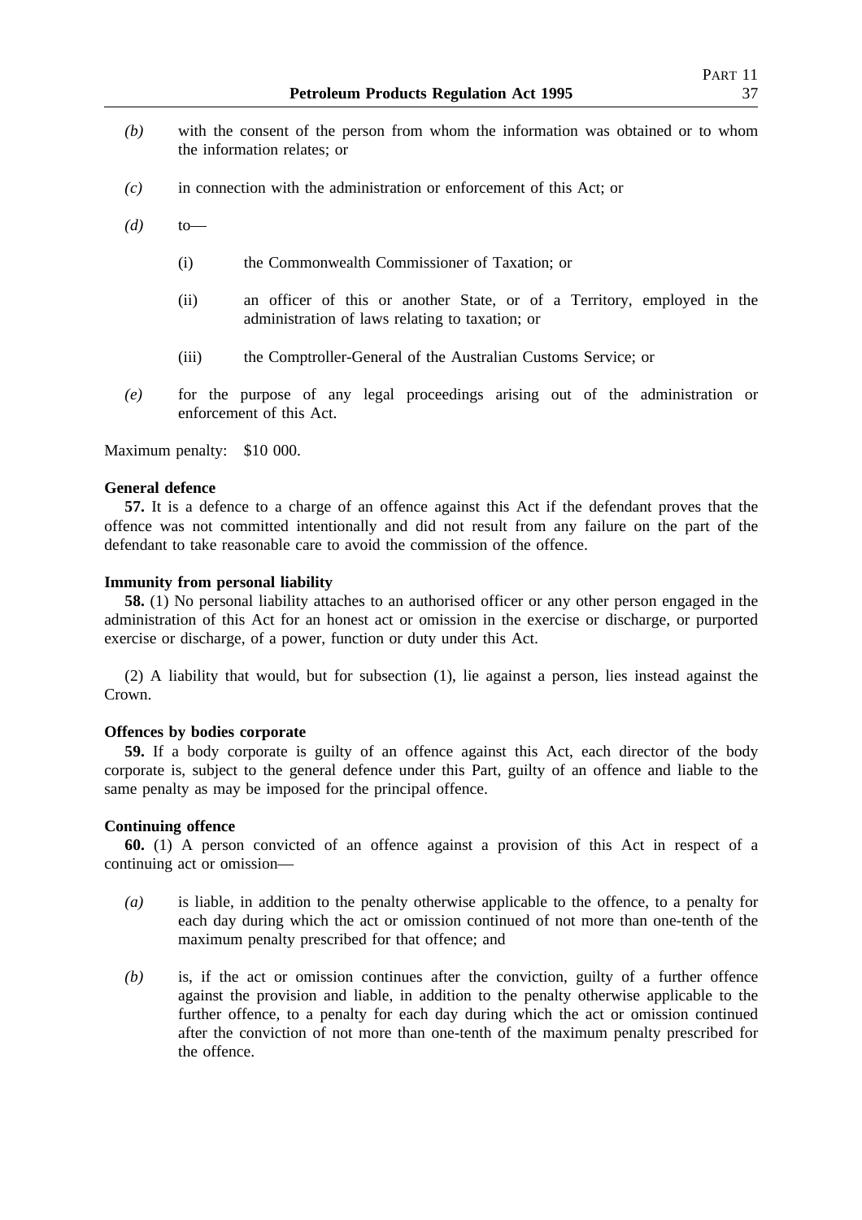*(b)* with the consent of the person from whom the information was obtained or to whom the information relates; or

*(c)* in connection with the administration or enforcement of this Act; or

*(d)* to—

(i) the Commonwealth Commissioner of Taxation; or

(ii) an officer of this or another State, or of a Territory, employed in the administration of laws relating to taxation; or

(iii) the Comptroller-General of the Australian Customs Service; or

*(e)* for the purpose of any legal proceedings arising out of the administration or enforcement of this Act.

Maximum penalty: $10 000.

**General defence**

**57.** It is a defence to a charge of an offence against this Act if the defendant proves that the offence was not committed intentionally and did not result from any failure on the part of the defendant to take reasonable care to avoid the commission of the offence.

**Immunity from personal liability**

**58.** (1) No personal liability attaches to an authorised officer or any other person engaged in the administration of this Act for an honest act or omission in the exercise or discharge, or purported exercise or discharge, of a power, function or duty under this Act.

(2) A liability that would, but for subsection (1), lie against a person, lies instead against the Crown.

**Offences by bodies corporate**

**59.** If a body corporate is guilty of an offence against this Act, each director of the body corporate is, subject to the general defence under this Part, guilty of an offence and liable to the same penalty as may be imposed for the principal offence.

**Continuing offence**

**60.** (1) A person convicted of an offence against a provision of this Act in respect of a continuing act or omission—

*(a)* is liable, in addition to the penalty otherwise applicable to the offence, to a penalty for each day during which the act or omission continued of not more than one-tenth of the maximum penalty prescribed for that offence; and

*(b)* is, if the act or omission continues after the conviction, guilty of a further offence against the provision and liable, in addition to the penalty otherwise applicable to the further offence, to a penalty for each day during which the act or omission continued after the conviction of not more than one-tenth of the maximum penalty prescribed for the offence.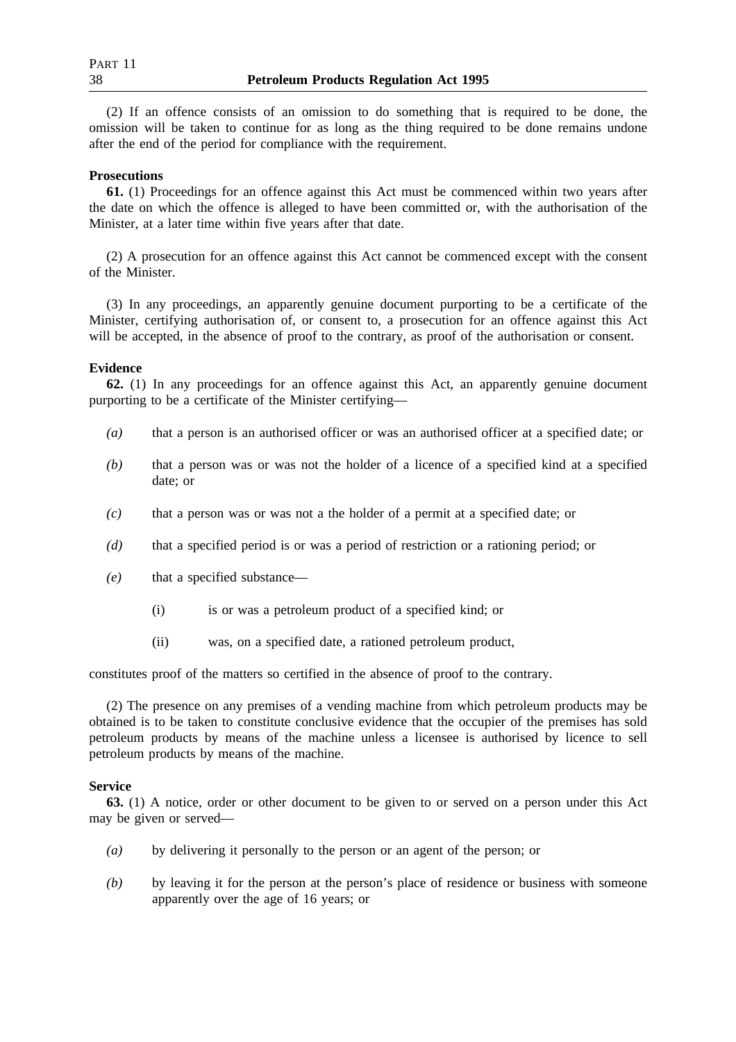(2) If an offence consists of an omission to do something that is required to be done, the omission will be taken to continue for as long as the thing required to be done remains undone after the end of the period for compliance with the requirement.

**Prosecutions**

**61.** (1) Proceedings for an offence against this Act must be commenced within two years after the date on which the offence is alleged to have been committed or, with the authorisation of the Minister, at a later time within five years after that date.

(2) A prosecution for an offence against this Act cannot be commenced except with the consent of the Minister.

(3) In any proceedings, an apparently genuine document purporting to be a certificate of the Minister, certifying authorisation of, or consent to, a prosecution for an offence against this Act will be accepted, in the absence of proof to the contrary, as proof of the authorisation or consent.

**Evidence**

**62.** (1) In any proceedings for an offence against this Act, an apparently genuine document purporting to be a certificate of the Minister certifying—

- *(a)* that a person is an authorised officer or was an authorised officer at a specified date; or
- *(b)* that a person was or was not the holder of a licence of a specified kind at a specified date; or
- *(c)* that a person was or was not a the holder of a permit at a specified date; or
- *(d)* that a specified period is or was a period of restriction or a rationing period; or
- *(e)* that a specified substance—
  - (i) is or was a petroleum product of a specified kind; or
  - (ii) was, on a specified date, a rationed petroleum product,

constitutes proof of the matters so certified in the absence of proof to the contrary.

(2) The presence on any premises of a vending machine from which petroleum products may be obtained is to be taken to constitute conclusive evidence that the occupier of the premises has sold petroleum products by means of the machine unless a licensee is authorised by licence to sell petroleum products by means of the machine.

**Service**

**63.** (1) A notice, order or other document to be given to or served on a person under this Act may be given or served—

- *(a)* by delivering it personally to the person or an agent of the person; or
- *(b)* by leaving it for the person at the person's place of residence or business with someone apparently over the age of 16 years; or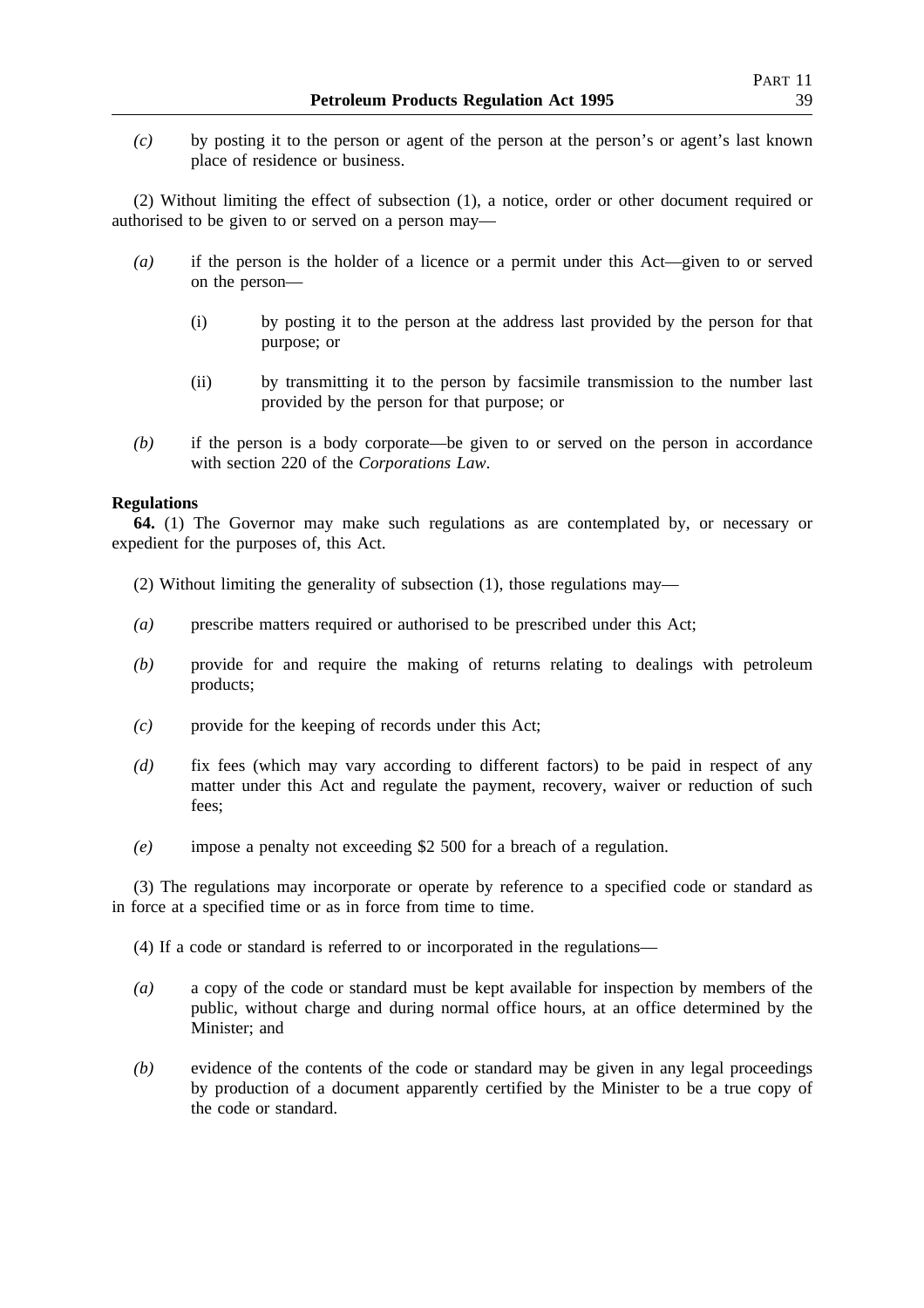*(c)* by posting it to the person or agent of the person at the person's or agent's last known place of residence or business.

(2) Without limiting the effect of subsection (1), a notice, order or other document required or authorised to be given to or served on a person may—

*(a)* if the person is the holder of a licence or a permit under this Act—given to or served on the person—

(i) by posting it to the person at the address last provided by the person for that purpose; or

(ii) by transmitting it to the person by facsimile transmission to the number last provided by the person for that purpose; or

*(b)* if the person is a body corporate—be given to or served on the person in accordance with section 220 of the *Corporations Law*.

**Regulations**

**64.** (1) The Governor may make such regulations as are contemplated by, or necessary or expedient for the purposes of, this Act.

(2) Without limiting the generality of subsection (1), those regulations may—

*(a)* prescribe matters required or authorised to be prescribed under this Act;

*(b)* provide for and require the making of returns relating to dealings with petroleum products;

*(c)* provide for the keeping of records under this Act;

*(d)* fix fees (which may vary according to different factors) to be paid in respect of any matter under this Act and regulate the payment, recovery, waiver or reduction of such fees;

*(e)* impose a penalty not exceeding $2 500 for a breach of a regulation.

(3) The regulations may incorporate or operate by reference to a specified code or standard as in force at a specified time or as in force from time to time.

(4) If a code or standard is referred to or incorporated in the regulations—

*(a)* a copy of the code or standard must be kept available for inspection by members of the public, without charge and during normal office hours, at an office determined by the Minister; and

*(b)* evidence of the contents of the code or standard may be given in any legal proceedings by production of a document apparently certified by the Minister to be a true copy of the code or standard.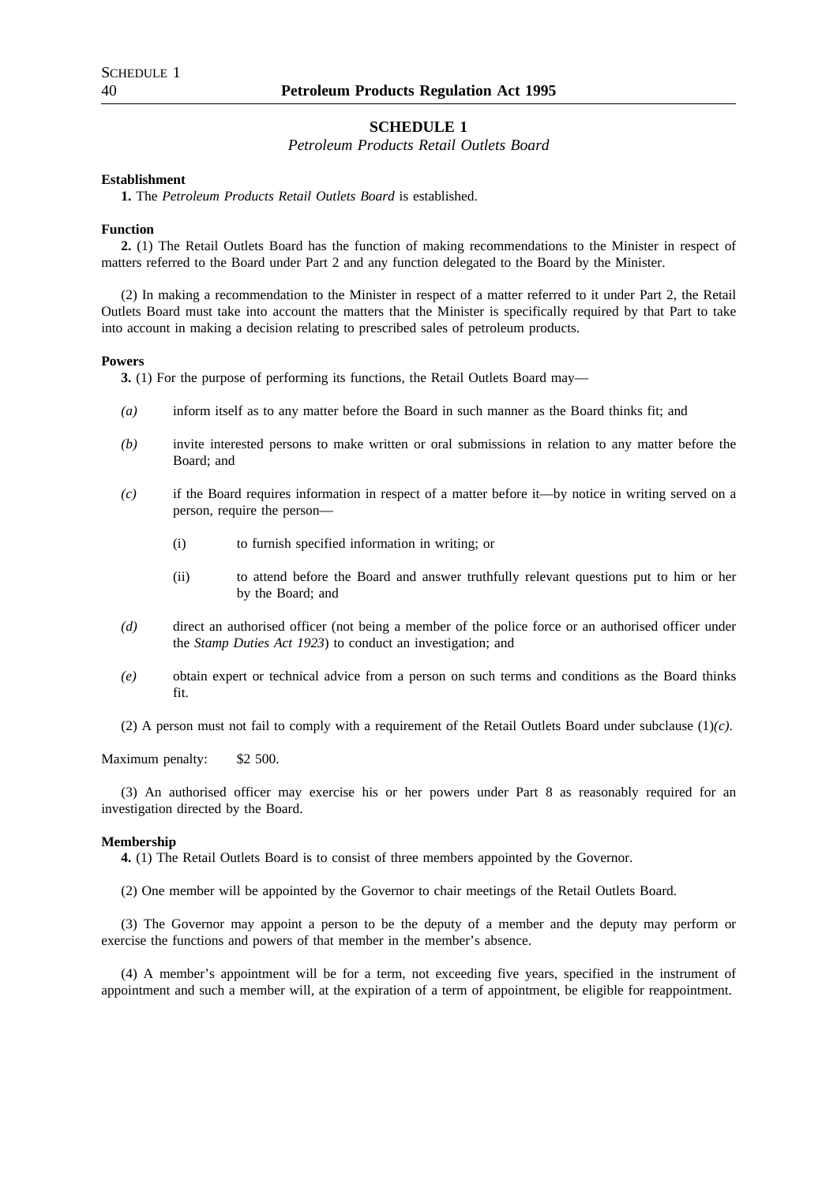## SCHEDULE 1

*Petroleum Products Retail Outlets Board*

**Establishment**

**1.** The *Petroleum Products Retail Outlets Board* is established.

**Function**

**2.** (1) The Retail Outlets Board has the function of making recommendations to the Minister in respect of matters referred to the Board under Part 2 and any function delegated to the Board by the Minister.

(2) In making a recommendation to the Minister in respect of a matter referred to it under Part 2, the Retail Outlets Board must take into account the matters that the Minister is specifically required by that Part to take into account in making a decision relating to prescribed sales of petroleum products.

**Powers**

**3.** (1) For the purpose of performing its functions, the Retail Outlets Board may—

*(a)* inform itself as to any matter before the Board in such manner as the Board thinks fit; and

*(b)* invite interested persons to make written or oral submissions in relation to any matter before the Board; and

*(c)* if the Board requires information in respect of a matter before it—by notice in writing served on a person, require the person—

  (i) to furnish specified information in writing; or

  (ii) to attend before the Board and answer truthfully relevant questions put to him or her by the Board; and

*(d)* direct an authorised officer (not being a member of the police force or an authorised officer under the *Stamp Duties Act 1923*) to conduct an investigation; and

*(e)* obtain expert or technical advice from a person on such terms and conditions as the Board thinks fit.

(2) A person must not fail to comply with a requirement of the Retail Outlets Board under subclause (1)*(c)*.

Maximum penalty: $2 500.

(3) An authorised officer may exercise his or her powers under Part 8 as reasonably required for an investigation directed by the Board.

**Membership**

**4.** (1) The Retail Outlets Board is to consist of three members appointed by the Governor.

(2) One member will be appointed by the Governor to chair meetings of the Retail Outlets Board.

(3) The Governor may appoint a person to be the deputy of a member and the deputy may perform or exercise the functions and powers of that member in the member's absence.

(4) A member's appointment will be for a term, not exceeding five years, specified in the instrument of appointment and such a member will, at the expiration of a term of appointment, be eligible for reappointment.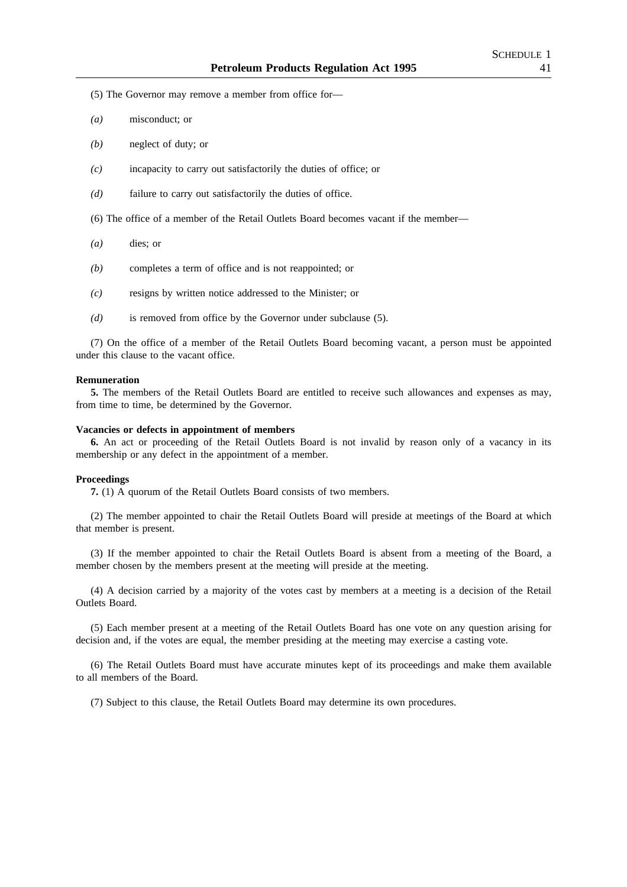(5) The Governor may remove a member from office for—

*(a)* misconduct; or

*(b)* neglect of duty; or

*(c)* incapacity to carry out satisfactorily the duties of office; or

*(d)* failure to carry out satisfactorily the duties of office.

(6) The office of a member of the Retail Outlets Board becomes vacant if the member—

*(a)* dies; or

*(b)* completes a term of office and is not reappointed; or

*(c)* resigns by written notice addressed to the Minister; or

*(d)* is removed from office by the Governor under subclause (5).

(7) On the office of a member of the Retail Outlets Board becoming vacant, a person must be appointed under this clause to the vacant office.

**Remuneration**

**5.** The members of the Retail Outlets Board are entitled to receive such allowances and expenses as may, from time to time, be determined by the Governor.

**Vacancies or defects in appointment of members**

**6.** An act or proceeding of the Retail Outlets Board is not invalid by reason only of a vacancy in its membership or any defect in the appointment of a member.

**Proceedings**

**7.** (1) A quorum of the Retail Outlets Board consists of two members.

(2) The member appointed to chair the Retail Outlets Board will preside at meetings of the Board at which that member is present.

(3) If the member appointed to chair the Retail Outlets Board is absent from a meeting of the Board, a member chosen by the members present at the meeting will preside at the meeting.

(4) A decision carried by a majority of the votes cast by members at a meeting is a decision of the Retail Outlets Board.

(5) Each member present at a meeting of the Retail Outlets Board has one vote on any question arising for decision and, if the votes are equal, the member presiding at the meeting may exercise a casting vote.

(6) The Retail Outlets Board must have accurate minutes kept of its proceedings and make them available to all members of the Board.

(7) Subject to this clause, the Retail Outlets Board may determine its own procedures.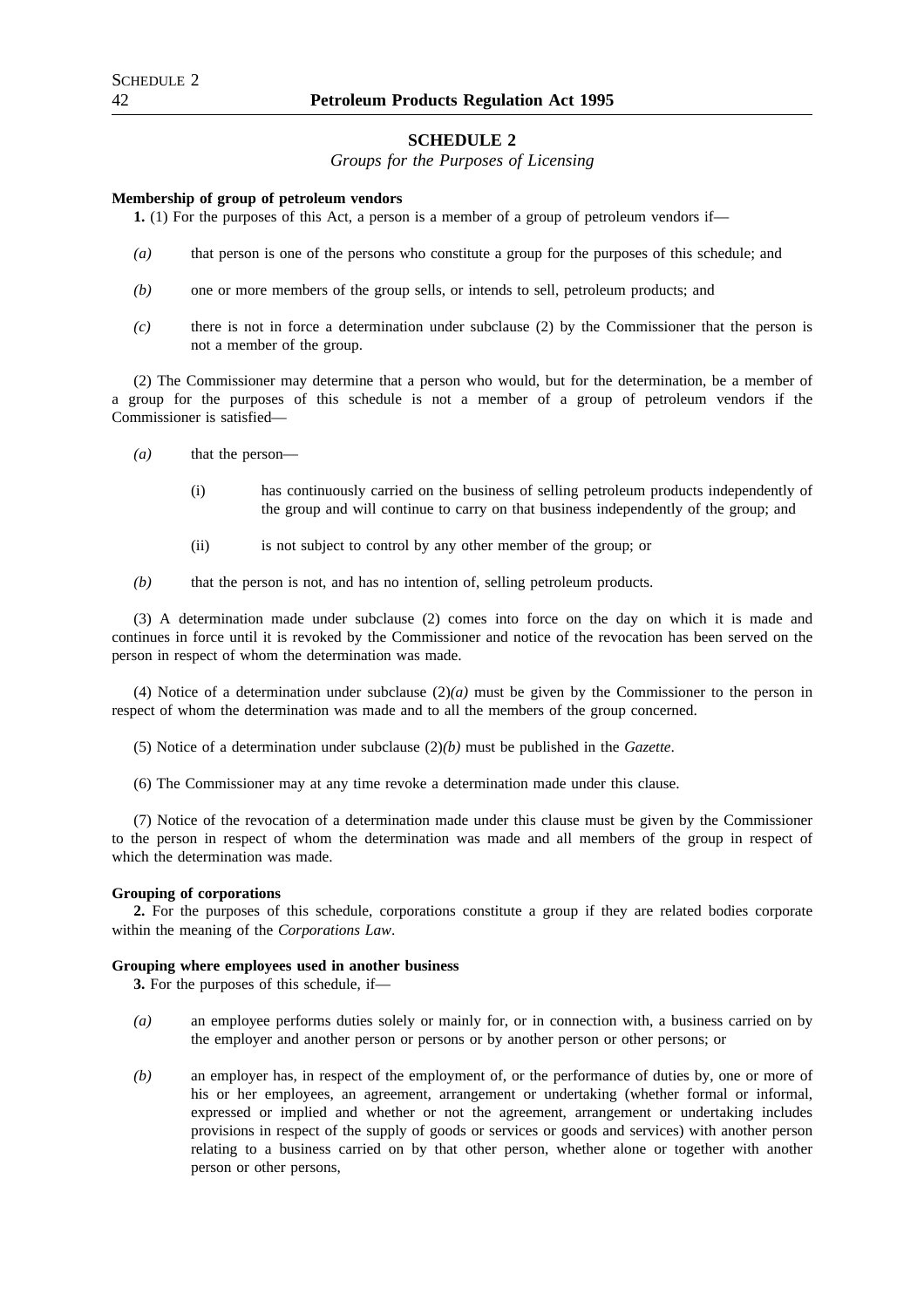## SCHEDULE 2

*Groups for the Purposes of Licensing*

**Membership of group of petroleum vendors**

**1.** (1) For the purposes of this Act, a person is a member of a group of petroleum vendors if—

*(a)* that person is one of the persons who constitute a group for the purposes of this schedule; and

*(b)* one or more members of the group sells, or intends to sell, petroleum products; and

*(c)* there is not in force a determination under subclause (2) by the Commissioner that the person is not a member of the group.

(2) The Commissioner may determine that a person who would, but for the determination, be a member of a group for the purposes of this schedule is not a member of a group of petroleum vendors if the Commissioner is satisfied—

*(a)* that the person—

(i) has continuously carried on the business of selling petroleum products independently of the group and will continue to carry on that business independently of the group; and

(ii) is not subject to control by any other member of the group; or

*(b)* that the person is not, and has no intention of, selling petroleum products.

(3) A determination made under subclause (2) comes into force on the day on which it is made and continues in force until it is revoked by the Commissioner and notice of the revocation has been served on the person in respect of whom the determination was made.

(4) Notice of a determination under subclause (2)*(a)* must be given by the Commissioner to the person in respect of whom the determination was made and to all the members of the group concerned.

(5) Notice of a determination under subclause (2)*(b)* must be published in the *Gazette*.

(6) The Commissioner may at any time revoke a determination made under this clause.

(7) Notice of the revocation of a determination made under this clause must be given by the Commissioner to the person in respect of whom the determination was made and all members of the group in respect of which the determination was made.

**Grouping of corporations**

**2.** For the purposes of this schedule, corporations constitute a group if they are related bodies corporate within the meaning of the *Corporations Law*.

**Grouping where employees used in another business**

**3.** For the purposes of this schedule, if—

*(a)* an employee performs duties solely or mainly for, or in connection with, a business carried on by the employer and another person or persons or by another person or other persons; or

*(b)* an employer has, in respect of the employment of, or the performance of duties by, one or more of his or her employees, an agreement, arrangement or undertaking (whether formal or informal, expressed or implied and whether or not the agreement, arrangement or undertaking includes provisions in respect of the supply of goods or services or goods and services) with another person relating to a business carried on by that other person, whether alone or together with another person or other persons,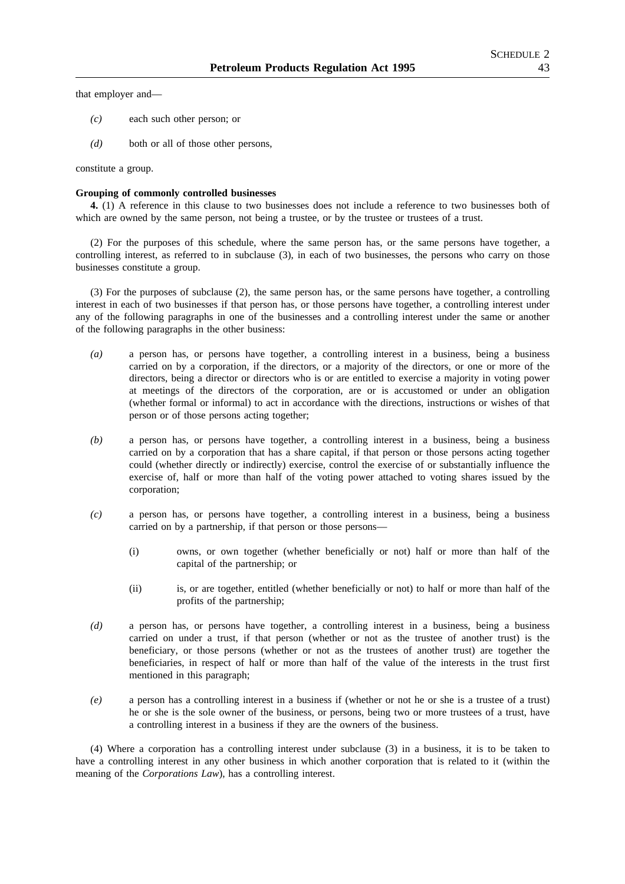that employer and—

- *(c)* each such other person; or
- *(d)* both or all of those other persons,

constitute a group.

**Grouping of commonly controlled businesses**

**4.** (1) A reference in this clause to two businesses does not include a reference to two businesses both of which are owned by the same person, not being a trustee, or by the trustee or trustees of a trust.

(2) For the purposes of this schedule, where the same person has, or the same persons have together, a controlling interest, as referred to in subclause (3), in each of two businesses, the persons who carry on those businesses constitute a group.

(3) For the purposes of subclause (2), the same person has, or the same persons have together, a controlling interest in each of two businesses if that person has, or those persons have together, a controlling interest under any of the following paragraphs in one of the businesses and a controlling interest under the same or another of the following paragraphs in the other business:

- *(a)* a person has, or persons have together, a controlling interest in a business, being a business carried on by a corporation, if the directors, or a majority of the directors, or one or more of the directors, being a director or directors who is or are entitled to exercise a majority in voting power at meetings of the directors of the corporation, are or is accustomed or under an obligation (whether formal or informal) to act in accordance with the directions, instructions or wishes of that person or of those persons acting together;
- *(b)* a person has, or persons have together, a controlling interest in a business, being a business carried on by a corporation that has a share capital, if that person or those persons acting together could (whether directly or indirectly) exercise, control the exercise of or substantially influence the exercise of, half or more than half of the voting power attached to voting shares issued by the corporation;
- *(c)* a person has, or persons have together, a controlling interest in a business, being a business carried on by a partnership, if that person or those persons—
  - (i) owns, or own together (whether beneficially or not) half or more than half of the capital of the partnership; or
  - (ii) is, or are together, entitled (whether beneficially or not) to half or more than half of the profits of the partnership;
- *(d)* a person has, or persons have together, a controlling interest in a business, being a business carried on under a trust, if that person (whether or not as the trustee of another trust) is the beneficiary, or those persons (whether or not as the trustees of another trust) are together the beneficiaries, in respect of half or more than half of the value of the interests in the trust first mentioned in this paragraph;
- *(e)* a person has a controlling interest in a business if (whether or not he or she is a trustee of a trust) he or she is the sole owner of the business, or persons, being two or more trustees of a trust, have a controlling interest in a business if they are the owners of the business.

(4) Where a corporation has a controlling interest under subclause (3) in a business, it is to be taken to have a controlling interest in any other business in which another corporation that is related to it (within the meaning of the *Corporations Law*), has a controlling interest.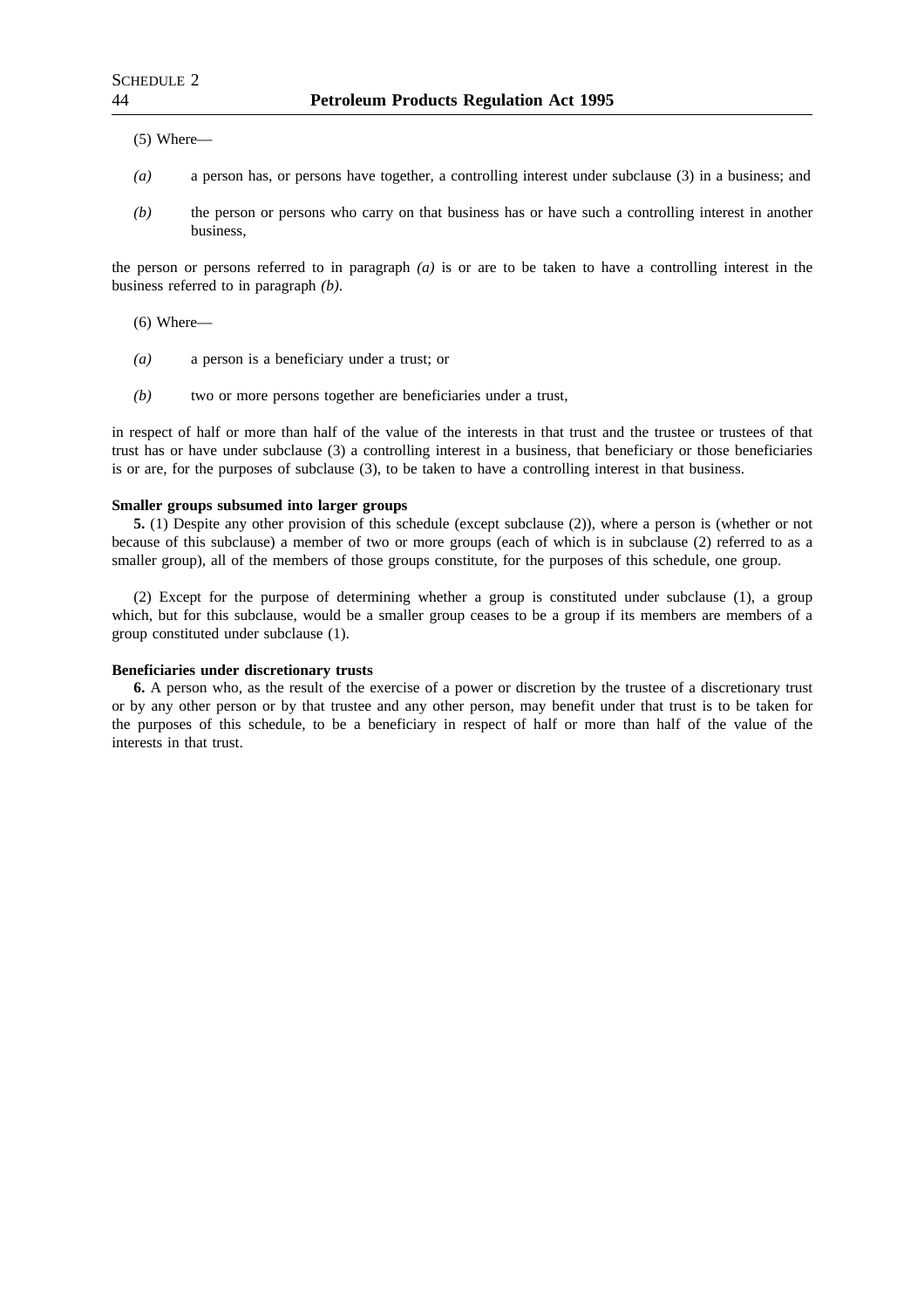(5) Where—

*(a)* a person has, or persons have together, a controlling interest under subclause (3) in a business; and

*(b)* the person or persons who carry on that business has or have such a controlling interest in another business,

the person or persons referred to in paragraph *(a)* is or are to be taken to have a controlling interest in the business referred to in paragraph *(b)*.

(6) Where—

*(a)* a person is a beneficiary under a trust; or

*(b)* two or more persons together are beneficiaries under a trust,

in respect of half or more than half of the value of the interests in that trust and the trustee or trustees of that trust has or have under subclause (3) a controlling interest in a business, that beneficiary or those beneficiaries is or are, for the purposes of subclause (3), to be taken to have a controlling interest in that business.

**Smaller groups subsumed into larger groups**

**5.** (1) Despite any other provision of this schedule (except subclause (2)), where a person is (whether or not because of this subclause) a member of two or more groups (each of which is in subclause (2) referred to as a smaller group), all of the members of those groups constitute, for the purposes of this schedule, one group.

(2) Except for the purpose of determining whether a group is constituted under subclause (1), a group which, but for this subclause, would be a smaller group ceases to be a group if its members are members of a group constituted under subclause (1).

**Beneficiaries under discretionary trusts**

**6.** A person who, as the result of the exercise of a power or discretion by the trustee of a discretionary trust or by any other person or by that trustee and any other person, may benefit under that trust is to be taken for the purposes of this schedule, to be a beneficiary in respect of half or more than half of the value of the interests in that trust.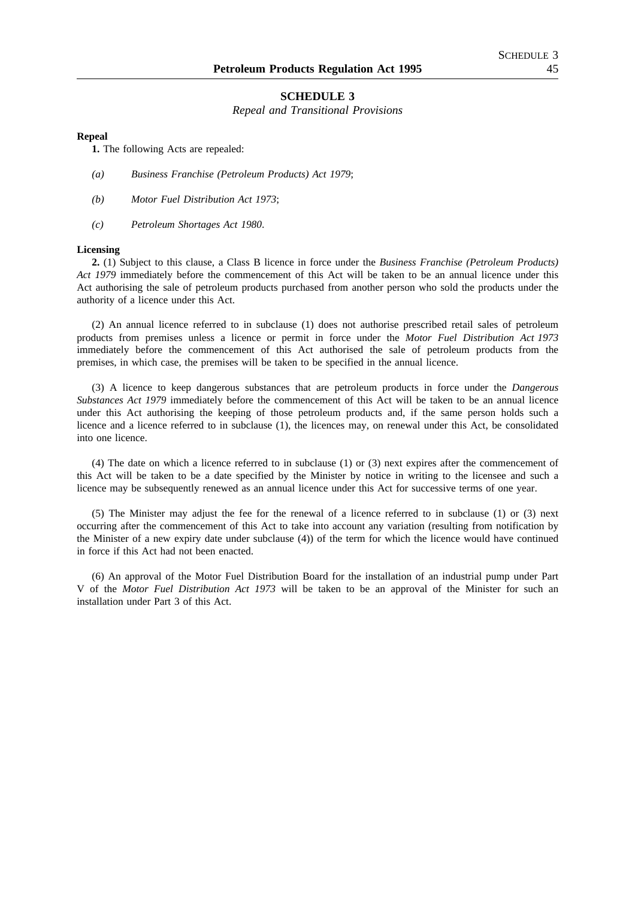## SCHEDULE 3

*Repeal and Transitional Provisions*

**Repeal**

**1.** The following Acts are repealed:

*(a)* *Business Franchise (Petroleum Products) Act 1979*;

*(b)* *Motor Fuel Distribution Act 1973*;

*(c)* *Petroleum Shortages Act 1980*.

**Licensing**

**2.** (1) Subject to this clause, a Class B licence in force under the *Business Franchise (Petroleum Products) Act 1979* immediately before the commencement of this Act will be taken to be an annual licence under this Act authorising the sale of petroleum products purchased from another person who sold the products under the authority of a licence under this Act.

(2) An annual licence referred to in subclause (1) does not authorise prescribed retail sales of petroleum products from premises unless a licence or permit in force under the *Motor Fuel Distribution Act 1973* immediately before the commencement of this Act authorised the sale of petroleum products from the premises, in which case, the premises will be taken to be specified in the annual licence.

(3) A licence to keep dangerous substances that are petroleum products in force under the *Dangerous Substances Act 1979* immediately before the commencement of this Act will be taken to be an annual licence under this Act authorising the keeping of those petroleum products and, if the same person holds such a licence and a licence referred to in subclause (1), the licences may, on renewal under this Act, be consolidated into one licence.

(4) The date on which a licence referred to in subclause (1) or (3) next expires after the commencement of this Act will be taken to be a date specified by the Minister by notice in writing to the licensee and such a licence may be subsequently renewed as an annual licence under this Act for successive terms of one year.

(5) The Minister may adjust the fee for the renewal of a licence referred to in subclause (1) or (3) next occurring after the commencement of this Act to take into account any variation (resulting from notification by the Minister of a new expiry date under subclause (4)) of the term for which the licence would have continued in force if this Act had not been enacted.

(6) An approval of the Motor Fuel Distribution Board for the installation of an industrial pump under Part V of the *Motor Fuel Distribution Act 1973* will be taken to be an approval of the Minister for such an installation under Part 3 of this Act.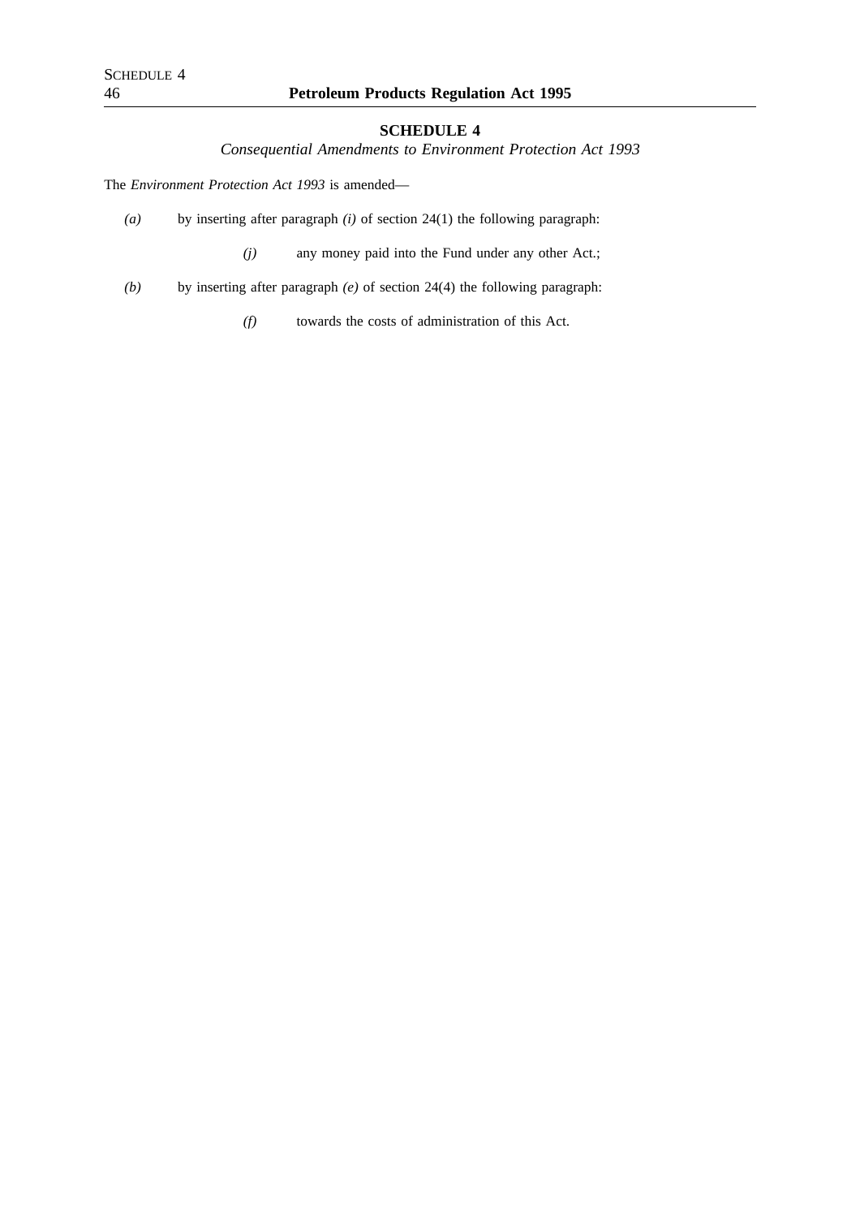## SCHEDULE 4

*Consequential Amendments to Environment Protection Act 1993*

The *Environment Protection Act 1993* is amended—

*(a)* by inserting after paragraph *(i)* of section 24(1) the following paragraph:

> *(j)* any money paid into the Fund under any other Act.;

*(b)* by inserting after paragraph *(e)* of section 24(4) the following paragraph:

> *(f)* towards the costs of administration of this Act.